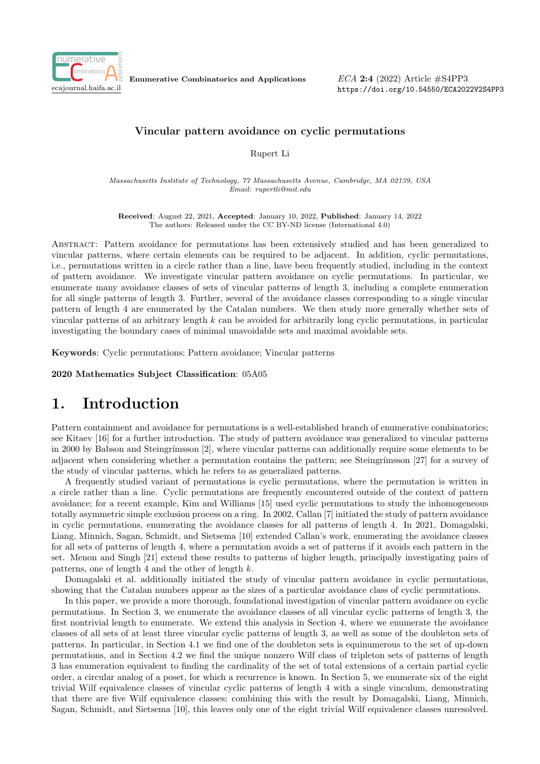# Vincular pattern avoidance on cyclic permutations

Rupert Li

*Massachusetts Institute of Technology, 77 Massachusetts Avenue, Cambridge, MA 02139, USA*
*Email: rupertli@mit.edu*

**Received**: August 22, 2021, **Accepted**: January 10, 2022, **Published**: January 14, 2022
The authors: Released under the CC BY-ND license (International 4.0)

Abstract: Pattern avoidance for permutations has been extensively studied and has been generalized to vincular patterns, where certain elements can be required to be adjacent. In addition, cyclic permutations, i.e., permutations written in a circle rather than a line, have been frequently studied, including in the context of pattern avoidance. We investigate vincular pattern avoidance on cyclic permutations. In particular, we enumerate many avoidance classes of sets of vincular patterns of length 3, including a complete enumeration for all single patterns of length 3. Further, several of the avoidance classes corresponding to a single vincular pattern of length 4 are enumerated by the Catalan numbers. We then study more generally whether sets of vincular patterns of an arbitrary length $k$ can be avoided for arbitrarily long cyclic permutations, in particular investigating the boundary cases of minimal unavoidable sets and maximal avoidable sets.

**Keywords**: Cyclic permutations; Pattern avoidance; Vincular patterns

**2020 Mathematics Subject Classification**: 05A05

## 1. Introduction

Pattern containment and avoidance for permutations is a well-established branch of enumerative combinatorics; see Kitaev [16] for a further introduction. The study of pattern avoidance was generalized to vincular patterns in 2000 by Babson and Steingrímsson [2], where vincular patterns can additionally require some elements to be adjacent when considering whether a permutation contains the pattern; see Steingrímsson [27] for a survey of the study of vincular patterns, which he refers to as generalized patterns.

A frequently studied variant of permutations is cyclic permutations, where the permutation is written in a circle rather than a line. Cyclic permutations are frequently encountered outside of the context of pattern avoidance; for a recent example, Kim and Williams [15] used cyclic permutations to study the inhomogeneous totally asymmetric simple exclusion process on a ring. In 2002, Callan [7] initiated the study of pattern avoidance in cyclic permutations, enumerating the avoidance classes for all patterns of length 4. In 2021, Domagalski, Liang, Minnich, Sagan, Schmidt, and Sietsema [10] extended Callan's work, enumerating the avoidance classes for all sets of patterns of length 4, where a permutation avoids a set of patterns if it avoids each pattern in the set. Menon and Singh [21] extend these results to patterns of higher length, principally investigating pairs of patterns, one of length 4 and the other of length $k$.

Domagalski et al. additionally initiated the study of vincular pattern avoidance in cyclic permutations, showing that the Catalan numbers appear as the sizes of a particular avoidance class of cyclic permutations.

In this paper, we provide a more thorough, foundational investigation of vincular pattern avoidance on cyclic permutations. In Section 3, we enumerate the avoidance classes of all vincular cyclic patterns of length 3, the first nontrivial length to enumerate. We extend this analysis in Section 4, where we enumerate the avoidance classes of all sets of at least three vincular cyclic patterns of length 3, as well as some of the doubleton sets of patterns. In particular, in Section 4.1 we find one of the doubleton sets is equinumerous to the set of up-down permutations, and in Section 4.2 we find the unique nonzero Wilf class of tripleton sets of patterns of length 3 has enumeration equivalent to finding the cardinality of the set of total extensions of a certain partial cyclic order, a circular analog of a poset, for which a recurrence is known. In Section 5, we enumerate six of the eight trivial Wilf equivalence classes of vincular cyclic patterns of length 4 with a single vinculum, demonstrating that there are five Wilf equivalence classes; combining this with the result by Domagalski, Liang, Minnich, Sagan, Schmidt, and Sietsema [10], this leaves only one of the eight trivial Wilf equivalence classes unresolved.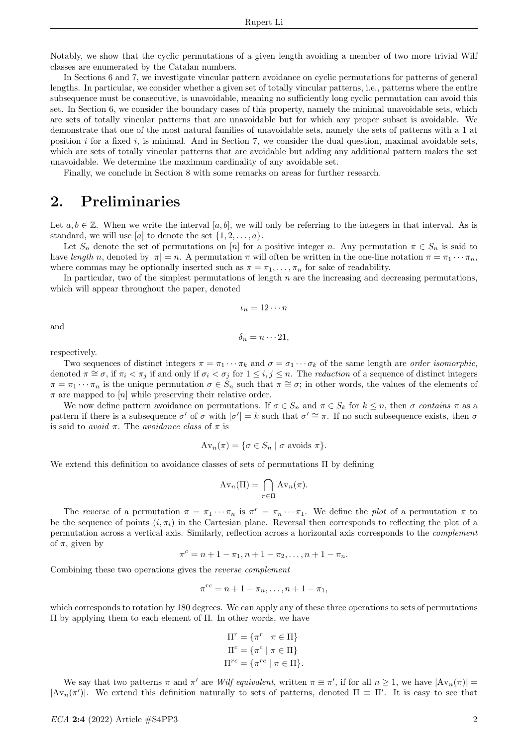Notably, we show that the cyclic permutations of a given length avoiding a member of two more trivial Wilf classes are enumerated by the Catalan numbers.

In Sections 6 and 7, we investigate vincular pattern avoidance on cyclic permutations for patterns of general lengths. In particular, we consider whether a given set of totally vincular patterns, i.e., patterns where the entire subsequence must be consecutive, is unavoidable, meaning no sufficiently long cyclic permutation can avoid this set. In Section 6, we consider the boundary cases of this property, namely the minimal unavoidable sets, which are sets of totally vincular patterns that are unavoidable but for which any proper subset is avoidable. We demonstrate that one of the most natural families of unavoidable sets, namely the sets of patterns with a 1 at position $i$ for a fixed $i$, is minimal. And in Section 7, we consider the dual question, maximal avoidable sets, which are sets of totally vincular patterns that are avoidable but adding any additional pattern makes the set unavoidable. We determine the maximum cardinality of any avoidable set.

Finally, we conclude in Section 8 with some remarks on areas for further research.

# 2. Preliminaries

Let $a, b \in \mathbb{Z}$. When we write the interval $[a, b]$, we will only be referring to the integers in that interval. As is standard, we will use $[a]$ to denote the set $\{1, 2, \ldots, a\}$.

Let $S_n$ denote the set of permutations on $[n]$ for a positive integer $n$. Any permutation $\pi \in S_n$ is said to have *length* $n$, denoted by $|\pi| = n$. A permutation $\pi$ will often be written in the one-line notation $\pi = \pi_1 \cdots \pi_n$, where commas may be optionally inserted such as $\pi = \pi_1, \ldots, \pi_n$ for sake of readability.

In particular, two of the simplest permutations of length $n$ are the increasing and decreasing permutations, which will appear throughout the paper, denoted

$$\iota_n = 12 \cdots n$$

and

$$\delta_n = n \cdots 21,$$

respectively.

Two sequences of distinct integers $\pi = \pi_1 \cdots \pi_k$ and $\sigma = \sigma_1 \cdots \sigma_k$ of the same length are *order isomorphic*, denoted $\pi \cong \sigma$, if $\pi_i < \pi_j$ if and only if $\sigma_i < \sigma_j$ for $1 \leq i, j \leq n$. The *reduction* of a sequence of distinct integers $\pi = \pi_1 \cdots \pi_n$ is the unique permutation $\sigma \in S_n$ such that $\pi \cong \sigma$; in other words, the values of the elements of $\pi$ are mapped to $[n]$ while preserving their relative order.

We now define pattern avoidance on permutations. If $\sigma \in S_n$ and $\pi \in S_k$ for $k \leq n$, then $\sigma$ *contains* $\pi$ as a pattern if there is a subsequence $\sigma'$ of $\sigma$ with $|\sigma'| = k$ such that $\sigma' \cong \pi$. If no such subsequence exists, then $\sigma$ is said to *avoid* $\pi$. The *avoidance class* of $\pi$ is

$$\mathrm{Av}_n(\pi) = \{\sigma \in S_n \mid \sigma \text{ avoids } \pi\}.$$

We extend this definition to avoidance classes of sets of permutations $\Pi$ by defining

$$\mathrm{Av}_n(\Pi) = \bigcap_{\pi \in \Pi} \mathrm{Av}_n(\pi).$$

The *reverse* of a permutation $\pi = \pi_1 \cdots \pi_n$ is $\pi^r = \pi_n \cdots \pi_1$. We define the *plot* of a permutation $\pi$ to be the sequence of points $(i, \pi_i)$ in the Cartesian plane. Reversal then corresponds to reflecting the plot of a permutation across a vertical axis. Similarly, reflection across a horizontal axis corresponds to the *complement* of $\pi$, given by

$$\pi^c = n + 1 - \pi_1, n + 1 - \pi_2, \ldots, n + 1 - \pi_n.$$

Combining these two operations gives the *reverse complement*

$$\pi^{rc} = n + 1 - \pi_n, \ldots, n + 1 - \pi_1,$$

which corresponds to rotation by 180 degrees. We can apply any of these three operations to sets of permutations $\Pi$ by applying them to each element of $\Pi$. In other words, we have

$$\Pi^r = \{\pi^r \mid \pi \in \Pi\}$$
$$\Pi^c = \{\pi^c \mid \pi \in \Pi\}$$
$$\Pi^{rc} = \{\pi^{rc} \mid \pi \in \Pi\}.$$

We say that two patterns $\pi$ and $\pi'$ are *Wilf equivalent*, written $\pi \equiv \pi'$, if for all $n \geq 1$, we have $|\mathrm{Av}_n(\pi)| = |\mathrm{Av}_n(\pi')|$. We extend this definition naturally to sets of patterns, denoted $\Pi \equiv \Pi'$. It is easy to see that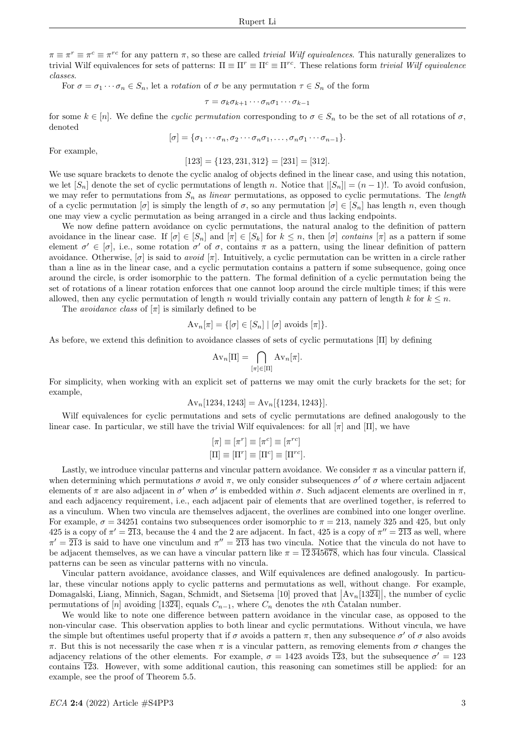$\pi \equiv \pi^r \equiv \pi^c \equiv \pi^{rc}$ for any pattern $\pi$, so these are called *trivial Wilf equivalences*. This naturally generalizes to trivial Wilf equivalences for sets of patterns: $\Pi \equiv \Pi^r \equiv \Pi^c \equiv \Pi^{rc}$. These relations form *trivial Wilf equivalence classes*.

For $\sigma = \sigma_1 \cdots \sigma_n \in S_n$, let a *rotation* of $\sigma$ be any permutation $\tau \in S_n$ of the form

$$\tau = \sigma_k \sigma_{k+1} \cdots \sigma_n \sigma_1 \cdots \sigma_{k-1}$$

for some $k \in [n]$. We define the *cyclic permutation* corresponding to $\sigma \in S_n$ to be the set of all rotations of $\sigma$, denoted

$$[\sigma] = \{\sigma_1 \cdots \sigma_n, \sigma_2 \cdots \sigma_n \sigma_1, \ldots, \sigma_n \sigma_1 \cdots \sigma_{n-1}\}.$$

For example,

$$[123] = \{123, 231, 312\} = [231] = [312].$$

We use square brackets to denote the cyclic analog of objects defined in the linear case, and using this notation, we let $[S_n]$ denote the set of cyclic permutations of length $n$. Notice that $|[S_n]| = (n-1)!$. To avoid confusion, we may refer to permutations from $S_n$ as *linear* permutations, as opposed to cyclic permutations. The *length* of a cyclic permutation $[\sigma]$ is simply the length of $\sigma$, so any permutation $[\sigma] \in [S_n]$ has length $n$, even though one may view a cyclic permutation as being arranged in a circle and thus lacking endpoints.

We now define pattern avoidance on cyclic permutations, the natural analog to the definition of pattern avoidance in the linear case. If $[\sigma] \in [S_n]$ and $[\pi] \in [S_k]$ for $k \leq n$, then $[\sigma]$ *contains* $[\pi]$ as a pattern if some element $\sigma' \in [\sigma]$, i.e., some rotation $\sigma'$ of $\sigma$, contains $\pi$ as a pattern, using the linear definition of pattern avoidance. Otherwise, $[\sigma]$ is said to *avoid* $[\pi]$. Intuitively, a cyclic permutation can be written in a circle rather than a line as in the linear case, and a cyclic permutation contains a pattern if some subsequence, going once around the circle, is order isomorphic to the pattern. The formal definition of a cyclic permutation being the set of rotations of a linear rotation enforces that one cannot loop around the circle multiple times; if this were allowed, then any cyclic permutation of length $n$ would trivially contain any pattern of length $k$ for $k \leq n$.

The *avoidance class* of $[\pi]$ is similarly defined to be

$$\mathrm{Av}_n[\pi] = \{[\sigma] \in [S_n] \mid [\sigma] \text{ avoids } [\pi]\}.$$

As before, we extend this definition to avoidance classes of sets of cyclic permutations $[\Pi]$ by defining

$$\mathrm{Av}_n[\Pi] = \bigcap_{[\pi] \in [\Pi]} \mathrm{Av}_n[\pi].$$

For simplicity, when working with an explicit set of patterns we may omit the curly brackets for the set; for example,

$$\mathrm{Av}_n[1234, 1243] = \mathrm{Av}_n[\{1234, 1243\}].$$

Wilf equivalences for cyclic permutations and sets of cyclic permutations are defined analogously to the linear case. In particular, we still have the trivial Wilf equivalences: for all $[\pi]$ and $[\Pi]$, we have

$$[\pi] \equiv [\pi^r] \equiv [\pi^c] \equiv [\pi^{rc}]$$
$$[\Pi] \equiv [\Pi^r] \equiv [\Pi^c] \equiv [\Pi^{rc}].$$

Lastly, we introduce vincular patterns and vincular pattern avoidance. We consider $\pi$ as a vincular pattern if, when determining which permutations $\sigma$ avoid $\pi$, we only consider subsequences $\sigma'$ of $\sigma$ where certain adjacent elements of $\pi$ are also adjacent in $\sigma'$ when $\sigma'$ is embedded within $\sigma$. Such adjacent elements are overlined in $\pi$, and each adjacency requirement, i.e., each adjacent pair of elements that are overlined together, is referred to as a vinculum. When two vincula are themselves adjacent, the overlines are combined into one longer overline. For example, $\sigma = 34251$ contains two subsequences order isomorphic to $\pi = 213$, namely 325 and 425, but only 425 is a copy of $\pi' = \overline{21}3$, because the 4 and the 2 are adjacent. In fact, 425 is a copy of $\pi'' = \overline{213}$ as well, where $\pi' = \overline{21}3$ is said to have one vinculum and $\pi'' = \overline{213}$ has two vincula. Notice that the vincula do not have to be adjacent themselves, as we can have a vincular pattern like $\pi = \overline{12}\,\overline{345678}$, which has four vincula. Classical patterns can be seen as vincular patterns with no vincula.

Vincular pattern avoidance, avoidance classes, and Wilf equivalences are defined analogously. In particular, these vincular notions apply to cyclic patterns and permutations as well, without change. For example, Domagalski, Liang, Minnich, Sagan, Schmidt, and Sietsema [10] proved that $|\mathrm{Av}_n[13\overline{24}]|$, the number of cyclic permutations of $[n]$ avoiding $[13\overline{24}]$, equals $C_{n-1}$, where $C_n$ denotes the $n$th Catalan number.

We would like to note one difference between pattern avoidance in the vincular case, as opposed to the non-vincular case. This observation applies to both linear and cyclic permutations. Without vincula, we have the simple but oftentimes useful property that if $\sigma$ avoids a pattern $\pi$, then any subsequence $\sigma'$ of $\sigma$ also avoids $\pi$. But this is not necessarily the case when $\pi$ is a vincular pattern, as removing elements from $\sigma$ changes the adjacency relations of the other elements. For example, $\sigma = 1423$ avoids $\overline{12}3$, but the subsequence $\sigma' = 123$ contains $\overline{12}3$. However, with some additional caution, this reasoning can sometimes still be applied: for an example, see the proof of Theorem 5.5.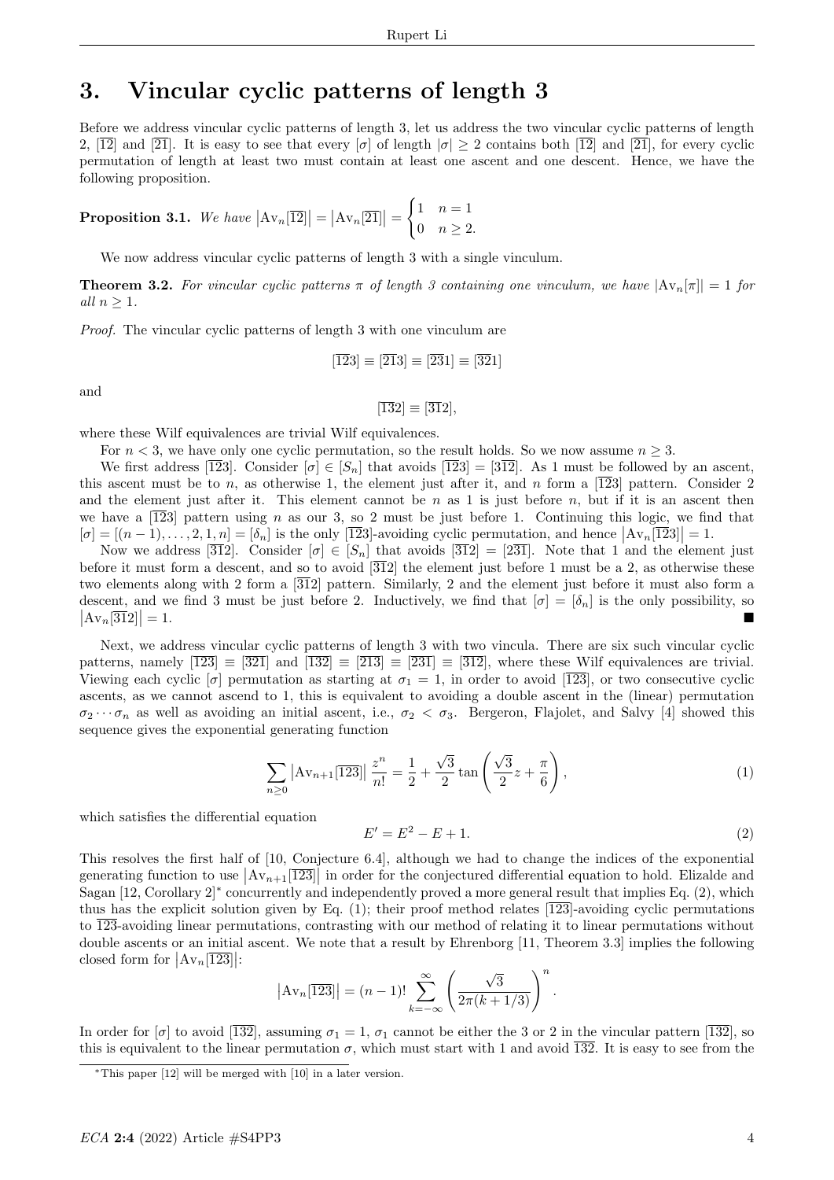# 3. Vincular cyclic patterns of length 3

Before we address vincular cyclic patterns of length 3, let us address the two vincular cyclic patterns of length 2, $[\overline{12}]$ and $[\overline{21}]$. It is easy to see that every $[\sigma]$ of length $|\sigma| \geq 2$ contains both $[\overline{12}]$ and $[\overline{21}]$, for every cyclic permutation of length at least two must contain at least one ascent and one descent. Hence, we have the following proposition.

**Proposition 3.1.** *We have* $\left|\mathrm{Av}_n[\overline{12}]\right| = \left|\mathrm{Av}_n[\overline{21}]\right| = \begin{cases} 1 & n = 1 \\ 0 & n \geq 2. \end{cases}$

We now address vincular cyclic patterns of length 3 with a single vinculum.

**Theorem 3.2.** *For vincular cyclic patterns $\pi$ of length 3 containing one vinculum, we have $|\mathrm{Av}_n[\pi]| = 1$ for all $n \geq 1$.*

*Proof.* The vincular cyclic patterns of length 3 with one vinculum are

$$[\overline{12}3] \equiv [\overline{21}3] \equiv [\overline{23}1] \equiv [\overline{32}1]$$

and

$$[\overline{13}2] \equiv [\overline{31}2],$$

where these Wilf equivalences are trivial Wilf equivalences.

For $n < 3$, we have only one cyclic permutation, so the result holds. So we now assume $n \geq 3$.

We first address $[\overline{12}3]$. Consider $[\sigma] \in [S_n]$ that avoids $[\overline{12}3] = [3\overline{12}]$. As 1 must be followed by an ascent, this ascent must be to $n$, as otherwise 1, the element just after it, and $n$ form a $[\overline{12}3]$ pattern. Consider 2 and the element just after it. This element cannot be $n$ as 1 is just before $n$, but if it is an ascent then we have a $[\overline{12}3]$ pattern using $n$ as our 3, so 2 must be just before 1. Continuing this logic, we find that $[\sigma] = [(n-1), \ldots, 2, 1, n] = [\delta_n]$ is the only $[\overline{12}3]$-avoiding cyclic permutation, and hence $\left|\mathrm{Av}_n[\overline{12}3]\right| = 1$.

Now we address $[\overline{31}2]$. Consider $[\sigma] \in [S_n]$ that avoids $[\overline{31}2] = [\overline{23}1]$. Note that 1 and the element just before it must form a descent, and so to avoid $[\overline{31}2]$ the element just before 1 must be a 2, as otherwise these two elements along with 2 form a $[\overline{31}2]$ pattern. Similarly, 2 and the element just before it must also form a descent, and we find 3 must be just before 2. Inductively, we find that $[\sigma] = [\delta_n]$ is the only possibility, so $\left|\mathrm{Av}_n[\overline{31}2]\right| = 1$. ■

Next, we address vincular cyclic patterns of length 3 with two vincula. There are six such vincular cyclic patterns, namely $[\overline{123}] \equiv [\overline{321}]$ and $[\overline{132}] \equiv [\overline{213}] \equiv [\overline{231}] \equiv [\overline{312}]$, where these Wilf equivalences are trivial. Viewing each cyclic $[\sigma]$ permutation as starting at $\sigma_1 = 1$, in order to avoid $[\overline{123}]$, or two consecutive cyclic ascents, as we cannot ascend to 1, this is equivalent to avoiding a double ascent in the (linear) permutation $\sigma_2 \cdots \sigma_n$ as well as avoiding an initial ascent, i.e., $\sigma_2 < \sigma_3$. Bergeron, Flajolet, and Salvy [4] showed this sequence gives the exponential generating function

$$\sum_{n \geq 0} \left|\mathrm{Av}_{n+1}[\overline{123}]\right| \frac{z^n}{n!} = \frac{1}{2} + \frac{\sqrt{3}}{2} \tan\left(\frac{\sqrt{3}}{2} z + \frac{\pi}{6}\right), \tag{1}$$

which satisfies the differential equation

$$E' = E^2 - E + 1. \tag{2}$$

This resolves the first half of [10, Conjecture 6.4], although we had to change the indices of the exponential generating function to use $\left|\mathrm{Av}_{n+1}[\overline{123}]\right|$ in order for the conjectured differential equation to hold. Elizalde and Sagan [12, Corollary 2]* concurrently and independently proved a more general result that implies Eq. (2), which thus has the explicit solution given by Eq. (1); their proof method relates $[\overline{123}]$-avoiding cyclic permutations to $\overline{123}$-avoiding linear permutations, contrasting with our method of relating it to linear permutations without double ascents or an initial ascent. We note that a result by Ehrenborg [11, Theorem 3.3] implies the following closed form for $\left|\mathrm{Av}_n[\overline{123}]\right|$:

$$\left|\mathrm{Av}_n[\overline{123}]\right| = (n-1)! \sum_{k=-\infty}^{\infty} \left(\frac{\sqrt{3}}{2\pi(k + 1/3)}\right)^n.$$

In order for $[\sigma]$ to avoid $[\overline{132}]$, assuming $\sigma_1 = 1$, $\sigma_1$ cannot be either the 3 or 2 in the vincular pattern $[\overline{132}]$, so this is equivalent to the linear permutation $\sigma$, which must start with 1 and avoid $\overline{132}$. It is easy to see from the

*This paper [12] will be merged with [10] in a later version.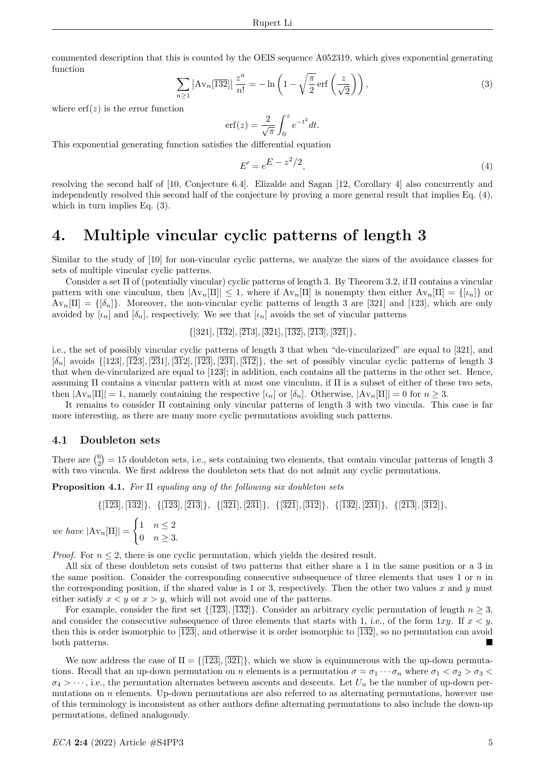commented description that this is counted by the OEIS sequence A052319, which gives exponential generating function

$$\sum_{n\geq 1} \left|\mathrm{Av}_n[\overline{1}\overline{3}\overline{2}]\right| \frac{z^n}{n!} = -\ln\left(1 - \sqrt{\frac{\pi}{2}}\,\mathrm{erf}\left(\frac{z}{\sqrt{2}}\right)\right), \tag{3}$$

where $\mathrm{erf}(z)$ is the error function

$$\mathrm{erf}(z) = \frac{2}{\sqrt{\pi}}\int_0^z e^{-t^2}dt.$$

This exponential generating function satisfies the differential equation

$$E' = e^{E - z^2/2}, \tag{4}$$

resolving the second half of [10, Conjecture 6.4]. Elizalde and Sagan [12, Corollary 4] also concurrently and independently resolved this second half of the conjecture by proving a more general result that implies Eq. (4), which in turn implies Eq. (3).

# 4. Multiple vincular cyclic patterns of length 3

Similar to the study of [10] for non-vincular cyclic patterns, we analyze the sizes of the avoidance classes for sets of multiple vincular cyclic patterns.

Consider a set $\Pi$ of (potentially vincular) cyclic patterns of length 3. By Theorem 3.2, if $\Pi$ contains a vincular pattern with one vinculum, then $|\mathrm{Av}_n[\Pi]| \leq 1$, where if $\mathrm{Av}_n[\Pi]$ is nonempty then either $\mathrm{Av}_n[\Pi] = \{[\iota_n]\}$ or $\mathrm{Av}_n[\Pi] = \{[\delta_n]\}$. Moreover, the non-vincular cyclic patterns of length 3 are $[321]$ and $[123]$, which are only avoided by $[\iota_n]$ and $[\delta_n]$, respectively. We see that $[\iota_n]$ avoids the set of vincular patterns

$$\{[321], [\overline{13}2], [\overline{21}3], [\overline{32}1], [\overline{1}3\overline{2}], [\overline{2}1\overline{3}], [\overline{3}2\overline{1}]\},$$

i.e., the set of possibly vincular cyclic patterns of length 3 that when "de-vincularized" are equal to $[321]$, and $[\delta_n]$ avoids $\{[123], [\overline{12}3], [\overline{23}1], [\overline{31}2], [\overline{1}2\overline{3}], [\overline{2}3\overline{1}], [\overline{3}1\overline{2}]\}$, the set of possibly vincular cyclic patterns of length 3 that when de-vincularized are equal to $[123]$; in addition, each contains all the patterns in the other set. Hence, assuming $\Pi$ contains a vincular pattern with at most one vinculum, if $\Pi$ is a subset of either of these two sets, then $|\mathrm{Av}_n[\Pi]| = 1$, namely containing the respective $[\iota_n]$ or $[\delta_n]$. Otherwise, $|\mathrm{Av}_n[\Pi]| = 0$ for $n \geq 3$.

It remains to consider $\Pi$ containing only vincular patterns of length 3 with two vincula. This case is far more interesting, as there are many more cyclic permutations avoiding such patterns.

## 4.1 Doubleton sets

There are $\binom{6}{2} = 15$ doubleton sets, i.e., sets containing two elements, that contain vincular patterns of length 3 with two vincula. We first address the doubleton sets that do not admit any cyclic permutations.

**Proposition 4.1.** *For $\Pi$ equaling any of the following six doubleton sets*

$$\{[\overline{123}], [\overline{132}]\}, \ \{[\overline{123}], [\overline{213}]\}, \ \{[\overline{321}], [\overline{231}]\}, \ \{[\overline{321}], [\overline{312}]\}, \ \{[\overline{132}], [\overline{231}]\}, \ \{[\overline{213}], [\overline{312}]\},$$

*we have* $|\mathrm{Av}_n[\Pi]| = \begin{cases} 1 & n \leq 2 \\ 0 & n \geq 3. \end{cases}$

*Proof.* For $n \leq 2$, there is one cyclic permutation, which yields the desired result.

All six of these doubleton sets consist of two patterns that either share a 1 in the same position or a 3 in the same position. Consider the corresponding consecutive subsequence of three elements that uses 1 or $n$ in the corresponding position, if the shared value is 1 or 3, respectively. Then the other two values $x$ and $y$ must either satisfy $x < y$ or $x > y$, which will not avoid one of the patterns.

For example, consider the first set $\{[\overline{123}], [\overline{132}]\}$. Consider an arbitrary cyclic permutation of length $n \geq 3$, and consider the consecutive subsequence of three elements that starts with 1, i.e., of the form $1xy$. If $x < y$, then this is order isomorphic to $[\overline{123}]$, and otherwise it is order isomorphic to $[\overline{132}]$, so no permutation can avoid both patterns. ■

We now address the case of $\Pi = \{[\overline{123}], [\overline{321}]\}$, which we show is equinumerous with the up-down permutations. Recall that an up-down permutation on $n$ elements is a permutation $\sigma = \sigma_1 \cdots \sigma_n$ where $\sigma_1 < \sigma_2 > \sigma_3 < \sigma_4 > \cdots$, i.e., the permutation alternates between ascents and descents. Let $U_n$ be the number of up-down permutations on $n$ elements. Up-down permutations are also referred to as alternating permutations, however use of this terminology is inconsistent as other authors define alternating permutations to also include the down-up permutations, defined analogously.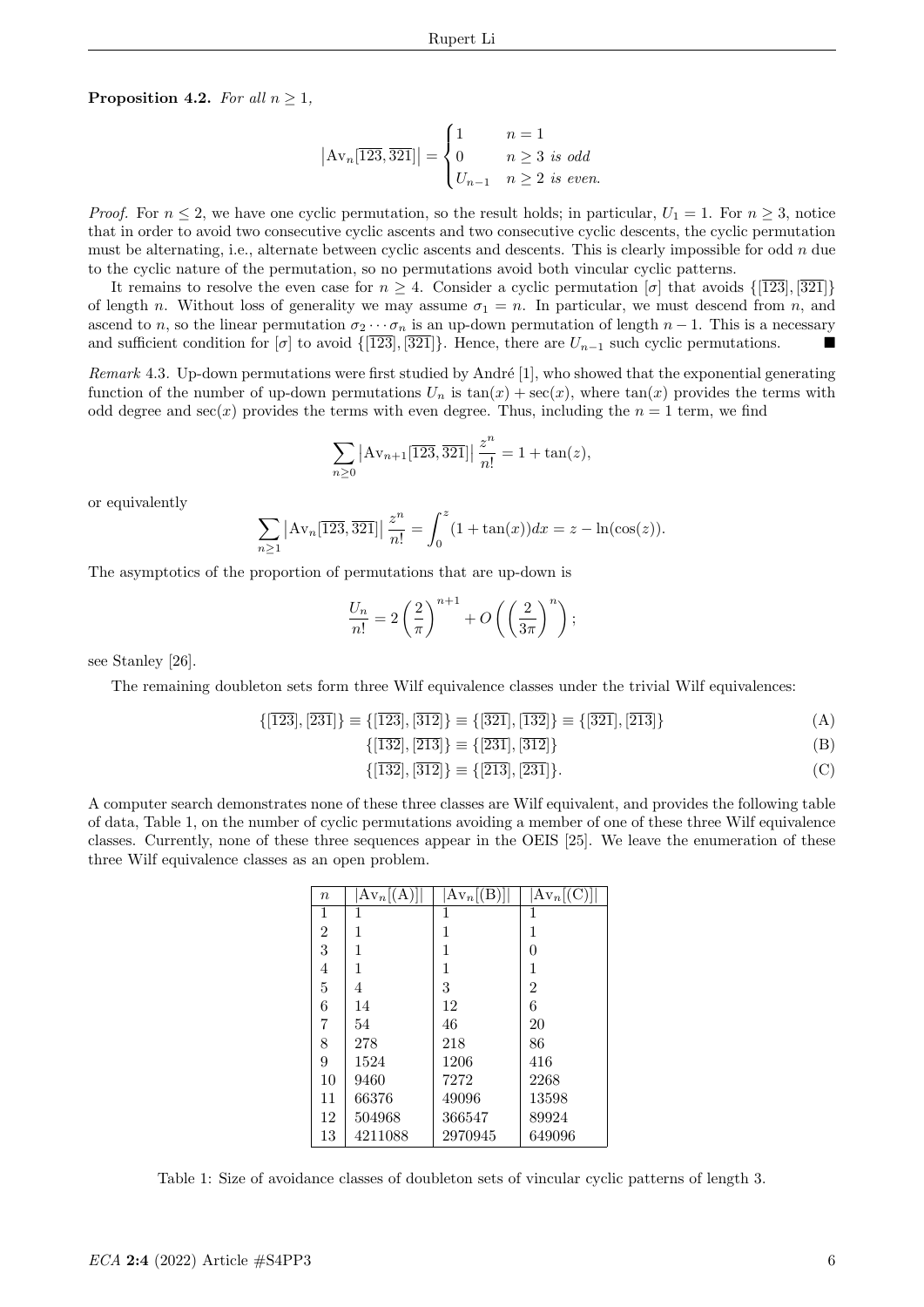**Proposition 4.2.** *For all $n \geq 1$,*

$$\left|\mathrm{Av}_n[\overline{123}, \overline{321}]\right| = \begin{cases} 1 & n = 1 \\ 0 & n \geq 3 \text{ is odd} \\ U_{n-1} & n \geq 2 \text{ is even.} \end{cases}$$

*Proof.* For $n \leq 2$, we have one cyclic permutation, so the result holds; in particular, $U_1 = 1$. For $n \geq 3$, notice that in order to avoid two consecutive cyclic ascents and two consecutive cyclic descents, the cyclic permutation must be alternating, i.e., alternate between cyclic ascents and descents. This is clearly impossible for odd $n$ due to the cyclic nature of the permutation, so no permutations avoid both vincular cyclic patterns.

It remains to resolve the even case for $n \geq 4$. Consider a cyclic permutation $[\sigma]$ that avoids $\{[\overline{123}], [\overline{321}]\}$ of length $n$. Without loss of generality we may assume $\sigma_1 = n$. In particular, we must descend from $n$, and ascend to $n$, so the linear permutation $\sigma_2 \cdots \sigma_n$ is an up-down permutation of length $n-1$. This is a necessary and sufficient condition for $[\sigma]$ to avoid $\{[\overline{123}], [\overline{321}]\}$. Hence, there are $U_{n-1}$ such cyclic permutations. ∎

*Remark* 4.3. Up-down permutations were first studied by André [1], who showed that the exponential generating function of the number of up-down permutations $U_n$ is $\tan(x) + \sec(x)$, where $\tan(x)$ provides the terms with odd degree and $\sec(x)$ provides the terms with even degree. Thus, including the $n = 1$ term, we find

$$\sum_{n \geq 0} \left|\mathrm{Av}_{n+1}[\overline{123}, \overline{321}]\right| \frac{z^n}{n!} = 1 + \tan(z),$$

or equivalently

$$\sum_{n \geq 1} \left|\mathrm{Av}_n[\overline{123}, \overline{321}]\right| \frac{z^n}{n!} = \int_0^z (1 + \tan(x))dx = z - \ln(\cos(z)).$$

The asymptotics of the proportion of permutations that are up-down is

$$\frac{U_n}{n!} = 2\left(\frac{2}{\pi}\right)^{n+1} + O\left(\left(\frac{2}{3\pi}\right)^n\right);$$

see Stanley [26].

The remaining doubleton sets form three Wilf equivalence classes under the trivial Wilf equivalences:

$$\{[\overline{123}], [\overline{231}]\} \equiv \{[\overline{123}], [\overline{312}]\} \equiv \{[\overline{321}], [\overline{132}]\} \equiv \{[\overline{321}], [\overline{213}]\} \tag{A}$$

$$\{[\overline{132}], [\overline{213}]\} \equiv \{[\overline{231}], [\overline{312}]\} \tag{B}$$

$$\{[\overline{132}], [\overline{312}]\} \equiv \{[\overline{213}], [\overline{231}]\}. \tag{C}$$

A computer search demonstrates none of these three classes are Wilf equivalent, and provides the following table of data, Table 1, on the number of cyclic permutations avoiding a member of one of these three Wilf equivalence classes. Currently, none of these three sequences appear in the OEIS [25]. We leave the enumeration of these three Wilf equivalence classes as an open problem.

| $n$ | $\lvert\mathrm{Av}_n[(\mathrm{A})]\rvert$ | $\lvert\mathrm{Av}_n[(\mathrm{B})]\rvert$ | $\lvert\mathrm{Av}_n[(\mathrm{C})]\rvert$ |
|---|---|---|---|
| 1 | 1 | 1 | 1 |
| 2 | 1 | 1 | 1 |
| 3 | 1 | 1 | 0 |
| 4 | 1 | 1 | 1 |
| 5 | 4 | 3 | 2 |
| 6 | 14 | 12 | 6 |
| 7 | 54 | 46 | 20 |
| 8 | 278 | 218 | 86 |
| 9 | 1524 | 1206 | 416 |
| 10 | 9460 | 7272 | 2268 |
| 11 | 66376 | 49096 | 13598 |
| 12 | 504968 | 366547 | 89924 |
| 13 | 4211088 | 2970945 | 649096 |

Table 1: Size of avoidance classes of doubleton sets of vincular cyclic patterns of length 3.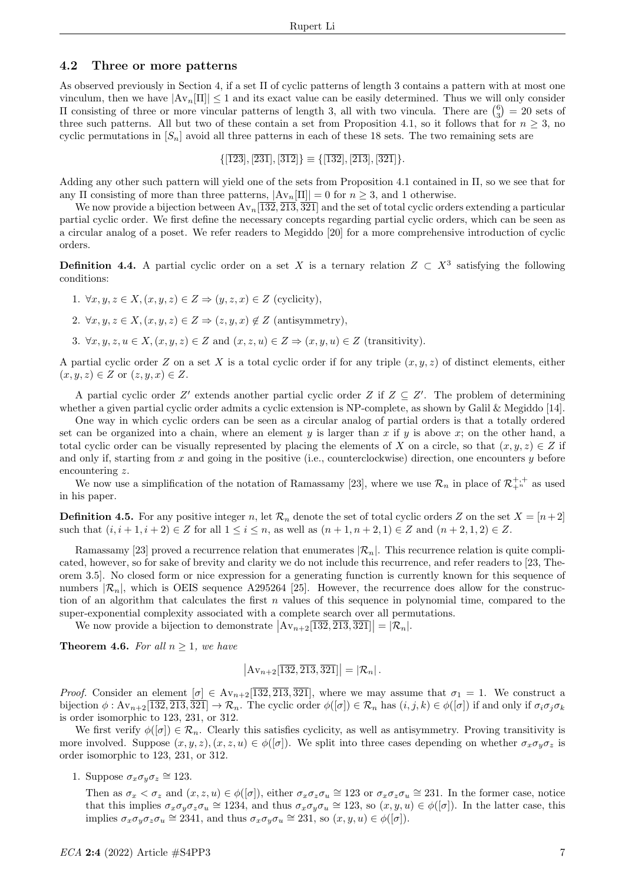### 4.2 Three or more patterns

As observed previously in Section 4, if a set $\Pi$ of cyclic patterns of length 3 contains a pattern with at most one vinculum, then we have $|\mathrm{Av}_n[\Pi]| \leq 1$ and its exact value can be easily determined. Thus we will only consider $\Pi$ consisting of three or more vincular patterns of length 3, all with two vincula. There are $\binom{6}{3} = 20$ sets of three such patterns. All but two of these contain a set from Proposition 4.1, so it follows that for $n \geq 3$, no cyclic permutations in $[S_n]$ avoid all three patterns in each of these 18 sets. The two remaining sets are

$$\{[\overline{123}], [\overline{231}], [\overline{312}]\} \equiv \{[\overline{132}], [\overline{213}], [\overline{321}]\}.$$

Adding any other such pattern will yield one of the sets from Proposition 4.1 contained in $\Pi$, so we see that for any $\Pi$ consisting of more than three patterns, $|\mathrm{Av}_n[\Pi]| = 0$ for $n \geq 3$, and 1 otherwise.

We now provide a bijection between $\mathrm{Av}_n[\overline{132}, \overline{213}, \overline{321}]$ and the set of total cyclic orders extending a particular partial cyclic order. We first define the necessary concepts regarding partial cyclic orders, which can be seen as a circular analog of a poset. We refer readers to Megiddo [20] for a more comprehensive introduction of cyclic orders.

**Definition 4.4.** A partial cyclic order on a set $X$ is a ternary relation $Z \subset X^3$ satisfying the following conditions:

1. $\forall x, y, z \in X, (x, y, z) \in Z \Rightarrow (y, z, x) \in Z$ (cyclicity),
2. $\forall x, y, z \in X, (x, y, z) \in Z \Rightarrow (z, y, x) \notin Z$ (antisymmetry),
3. $\forall x, y, z, u \in X, (x, y, z) \in Z$ and $(x, z, u) \in Z \Rightarrow (x, y, u) \in Z$ (transitivity).

A partial cyclic order $Z$ on a set $X$ is a total cyclic order if for any triple $(x, y, z)$ of distinct elements, either $(x, y, z) \in Z$ or $(z, y, x) \in Z$.

A partial cyclic order $Z'$ extends another partial cyclic order $Z$ if $Z \subseteq Z'$. The problem of determining whether a given partial cyclic order admits a cyclic extension is NP-complete, as shown by Galil & Megiddo [14].

One way in which cyclic orders can be seen as a circular analog of partial orders is that a totally ordered set can be organized into a chain, where an element $y$ is larger than $x$ if $y$ is above $x$; on the other hand, a total cyclic order can be visually represented by placing the elements of $X$ on a circle, so that $(x, y, z) \in Z$ if and only if, starting from $x$ and going in the positive (i.e., counterclockwise) direction, one encounters $y$ before encountering $z$.

We now use a simplification of the notation of Ramassamy [23], where we use $\mathcal{R}_n$ in place of $\mathcal{R}^{+;+}_{+^n}$ as used in his paper.

**Definition 4.5.** For any positive integer $n$, let $\mathcal{R}_n$ denote the set of total cyclic orders $Z$ on the set $X = [n+2]$ such that $(i, i+1, i+2) \in Z$ for all $1 \leq i \leq n$, as well as $(n+1, n+2, 1) \in Z$ and $(n+2, 1, 2) \in Z$.

Ramassamy [23] proved a recurrence relation that enumerates $|\mathcal{R}_n|$. This recurrence relation is quite complicated, however, so for sake of brevity and clarity we do not include this recurrence, and refer readers to [23, Theorem 3.5]. No closed form or nice expression for a generating function is currently known for this sequence of numbers $|\mathcal{R}_n|$, which is OEIS sequence A295264 [25]. However, the recurrence does allow for the construction of an algorithm that calculates the first $n$ values of this sequence in polynomial time, compared to the super-exponential complexity associated with a complete search over all permutations.

We now provide a bijection to demonstrate $\left|\mathrm{Av}_{n+2}[\overline{132}, \overline{213}, \overline{321}]\right| = |\mathcal{R}_n|$.

**Theorem 4.6.** *For all $n \geq 1$, we have*

$$\left|\mathrm{Av}_{n+2}[\overline{132}, \overline{213}, \overline{321}]\right| = |\mathcal{R}_n|.$$

*Proof.* Consider an element $[\sigma] \in \mathrm{Av}_{n+2}[\overline{132}, \overline{213}, \overline{321}]$, where we may assume that $\sigma_1 = 1$. We construct a bijection $\phi : \mathrm{Av}_{n+2}[\overline{132}, \overline{213}, \overline{321}] \to \mathcal{R}_n$. The cyclic order $\phi([\sigma]) \in \mathcal{R}_n$ has $(i, j, k) \in \phi([\sigma])$ if and only if $\sigma_i\sigma_j\sigma_k$ is order isomorphic to 123, 231, or 312.

We first verify $\phi([\sigma]) \in \mathcal{R}_n$. Clearly this satisfies cyclicity, as well as antisymmetry. Proving transitivity is more involved. Suppose $(x, y, z), (x, z, u) \in \phi([\sigma])$. We split into three cases depending on whether $\sigma_x\sigma_y\sigma_z$ is order isomorphic to 123, 231, or 312.

1. Suppose $\sigma_x\sigma_y\sigma_z \cong 123$.

   Then as $\sigma_x < \sigma_z$ and $(x, z, u) \in \phi([\sigma])$, either $\sigma_x\sigma_z\sigma_u \cong 123$ or $\sigma_x\sigma_z\sigma_u \cong 231$. In the former case, notice that this implies $\sigma_x\sigma_y\sigma_z\sigma_u \cong 1234$, and thus $\sigma_x\sigma_y\sigma_u \cong 123$, so $(x, y, u) \in \phi([\sigma])$. In the latter case, this implies $\sigma_x\sigma_y\sigma_z\sigma_u \cong 2341$, and thus $\sigma_x\sigma_y\sigma_u \cong 231$, so $(x, y, u) \in \phi([\sigma])$.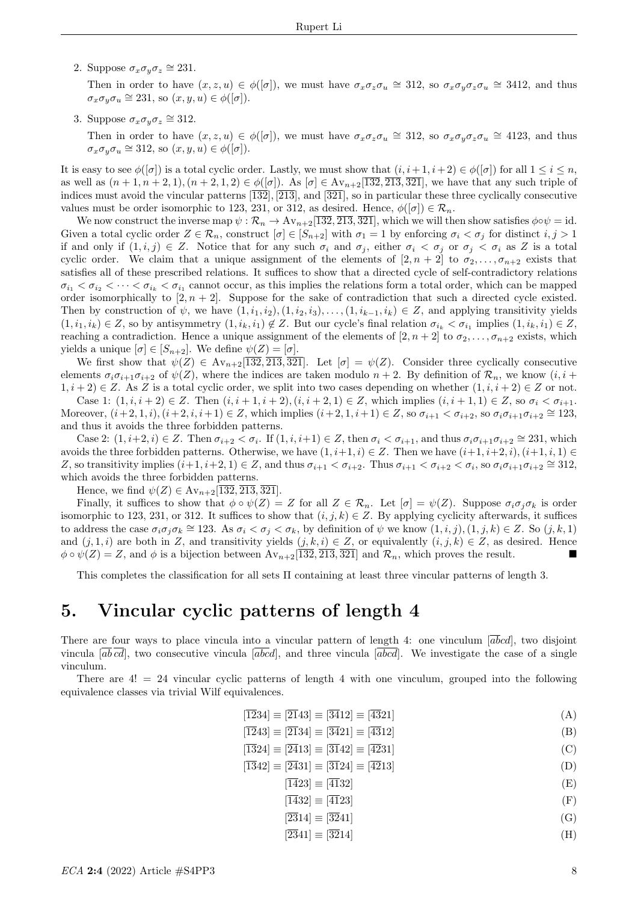2. Suppose $\sigma_x\sigma_y\sigma_z \cong 231$.

   Then in order to have $(x,z,u) \in \phi([\sigma])$, we must have $\sigma_x\sigma_z\sigma_u \cong 312$, so $\sigma_x\sigma_y\sigma_z\sigma_u \cong 3412$, and thus $\sigma_x\sigma_y\sigma_u \cong 231$, so $(x,y,u) \in \phi([\sigma])$.

3. Suppose $\sigma_x\sigma_y\sigma_z \cong 312$.

   Then in order to have $(x,z,u) \in \phi([\sigma])$, we must have $\sigma_x\sigma_z\sigma_u \cong 312$, so $\sigma_x\sigma_y\sigma_z\sigma_u \cong 4123$, and thus $\sigma_x\sigma_y\sigma_u \cong 312$, so $(x,y,u) \in \phi([\sigma])$.

It is easy to see $\phi([\sigma])$ is a total cyclic order. Lastly, we must show that $(i,i+1,i+2) \in \phi([\sigma])$ for all $1 \le i \le n$, as well as $(n+1,n+2,1),(n+2,1,2) \in \phi([\sigma])$. As $[\sigma] \in \mathrm{Av}_{n+2}[\overline{132},\overline{213},\overline{321}]$, we have that any such triple of indices must avoid the vincular patterns $[\overline{132}]$, $[\overline{213}]$, and $[\overline{321}]$, so in particular these three cyclically consecutive values must be order isomorphic to 123, 231, or 312, as desired. Hence, $\phi([\sigma]) \in \mathcal{R}_n$.

We now construct the inverse map $\psi : \mathcal{R}_n \to \mathrm{Av}_{n+2}[\overline{132},\overline{213},\overline{321}]$, which we will then show satisfies $\phi\circ\psi = \mathrm{id}$. Given a total cyclic order $Z \in \mathcal{R}_n$, construct $[\sigma] \in [S_{n+2}]$ with $\sigma_1 = 1$ by enforcing $\sigma_i < \sigma_j$ for distinct $i,j > 1$ if and only if $(1,i,j) \in Z$. Notice that for any such $\sigma_i$ and $\sigma_j$, either $\sigma_i < \sigma_j$ or $\sigma_j < \sigma_i$ as $Z$ is a total cyclic order. We claim that a unique assignment of the elements of $[2,n+2]$ to $\sigma_2,\ldots,\sigma_{n+2}$ exists that satisfies all of these prescribed relations. It suffices to show that a directed cycle of self-contradictory relations $\sigma_{i_1} < \sigma_{i_2} < \cdots < \sigma_{i_k} < \sigma_{i_1}$ cannot occur, as this implies the relations form a total order, which can be mapped order isomorphically to $[2,n+2]$. Suppose for the sake of contradiction that such a directed cycle existed. Then by construction of $\psi$, we have $(1,i_1,i_2),(1,i_2,i_3),\ldots,(1,i_{k-1},i_k) \in Z$, and applying transitivity yields $(1,i_1,i_k) \in Z$, so by antisymmetry $(1,i_k,i_1) \notin Z$. But our cycle's final relation $\sigma_{i_k} < \sigma_{i_1}$ implies $(1,i_k,i_1) \in Z$, reaching a contradiction. Hence a unique assignment of the elements of $[2,n+2]$ to $\sigma_2,\ldots,\sigma_{n+2}$ exists, which yields a unique $[\sigma] \in [S_{n+2}]$. We define $\psi(Z) = [\sigma]$.

We first show that $\psi(Z) \in \mathrm{Av}_{n+2}[\overline{132},\overline{213},\overline{321}]$. Let $[\sigma] = \psi(Z)$. Consider three cyclically consecutive elements $\sigma_i\sigma_{i+1}\sigma_{i+2}$ of $\psi(Z)$, where the indices are taken modulo $n+2$. By definition of $\mathcal{R}_n$, we know $(i,i+1,i+2) \in Z$. As $Z$ is a total cyclic order, we split into two cases depending on whether $(1,i,i+2) \in Z$ or not.

Case 1: $(1,i,i+2) \in Z$. Then $(i,i+1,i+2),(i,i+2,1) \in Z$, which implies $(i,i+1,1) \in Z$, so $\sigma_i < \sigma_{i+1}$. Moreover, $(i+2,1,i),(i+2,i,i+1) \in Z$, which implies $(i+2,1,i+1) \in Z$, so $\sigma_{i+1} < \sigma_{i+2}$, so $\sigma_i\sigma_{i+1}\sigma_{i+2} \cong 123$, and thus it avoids the three forbidden patterns.

Case 2: $(1,i+2,i) \in Z$. Then $\sigma_{i+2} < \sigma_i$. If $(1,i,i+1) \in Z$, then $\sigma_i < \sigma_{i+1}$, and thus $\sigma_i\sigma_{i+1}\sigma_{i+2} \cong 231$, which avoids the three forbidden patterns. Otherwise, we have $(1,i+1,i) \in Z$. Then we have $(i+1,i+2,i),(i+1,i,1) \in Z$, so transitivity implies $(i+1,i+2,1) \in Z$, and thus $\sigma_{i+1} < \sigma_{i+2}$. Thus $\sigma_{i+1} < \sigma_{i+2} < \sigma_i$, so $\sigma_i\sigma_{i+1}\sigma_{i+2} \cong 312$, which avoids the three forbidden patterns.

Hence, we find $\psi(Z) \in \mathrm{Av}_{n+2}[\overline{132},\overline{213},\overline{321}]$.

Finally, it suffices to show that $\phi\circ\psi(Z) = Z$ for all $Z \in \mathcal{R}_n$. Let $[\sigma] = \psi(Z)$. Suppose $\sigma_i\sigma_j\sigma_k$ is order isomorphic to 123, 231, or 312. It suffices to show that $(i,j,k) \in Z$. By applying cyclicity afterwards, it suffices to address the case $\sigma_i\sigma_j\sigma_k \cong 123$. As $\sigma_i < \sigma_j < \sigma_k$, by definition of $\psi$ we know $(1,i,j),(1,j,k) \in Z$. So $(j,k,1)$ and $(j,1,i)$ are both in $Z$, and transitivity yields $(j,k,i) \in Z$, or equivalently $(i,j,k) \in Z$, as desired. Hence $\phi\circ\psi(Z) = Z$, and $\phi$ is a bijection between $\mathrm{Av}_{n+2}[\overline{132},\overline{213},\overline{321}]$ and $\mathcal{R}_n$, which proves the result. ∎

This completes the classification for all sets $\Pi$ containing at least three vincular patterns of length 3.

# 5. Vincular cyclic patterns of length 4

There are four ways to place vincula into a vincular pattern of length 4: one vinculum $[\overline{ab}cd]$, two disjoint vincula $[\overline{ab}\,\overline{cd}]$, two consecutive vincula $[\overline{abc}d]$, and three vincula $[\overline{abcd}]$. We investigate the case of a single vinculum.

There are $4! = 24$ vincular cyclic patterns of length 4 with one vinculum, grouped into the following equivalence classes via trivial Wilf equivalences.

$$[\overline{12}34] \equiv [\overline{21}43] \equiv [\overline{34}12] \equiv [\overline{43}21] \tag{A}$$
$$[\overline{12}43] \equiv [\overline{21}34] \equiv [\overline{34}21] \equiv [\overline{43}12] \tag{B}$$
$$[\overline{13}24] \equiv [\overline{24}13] \equiv [\overline{31}42] \equiv [\overline{42}31] \tag{C}$$
$$[\overline{13}42] \equiv [\overline{24}31] \equiv [\overline{31}24] \equiv [\overline{42}13] \tag{D}$$
$$[\overline{14}23] \equiv [\overline{41}32] \tag{E}$$
$$[\overline{14}32] \equiv [\overline{41}23] \tag{F}$$
$$[\overline{23}14] \equiv [\overline{32}41] \tag{G}$$
$$[\overline{23}41] \equiv [\overline{32}14] \tag{H}$$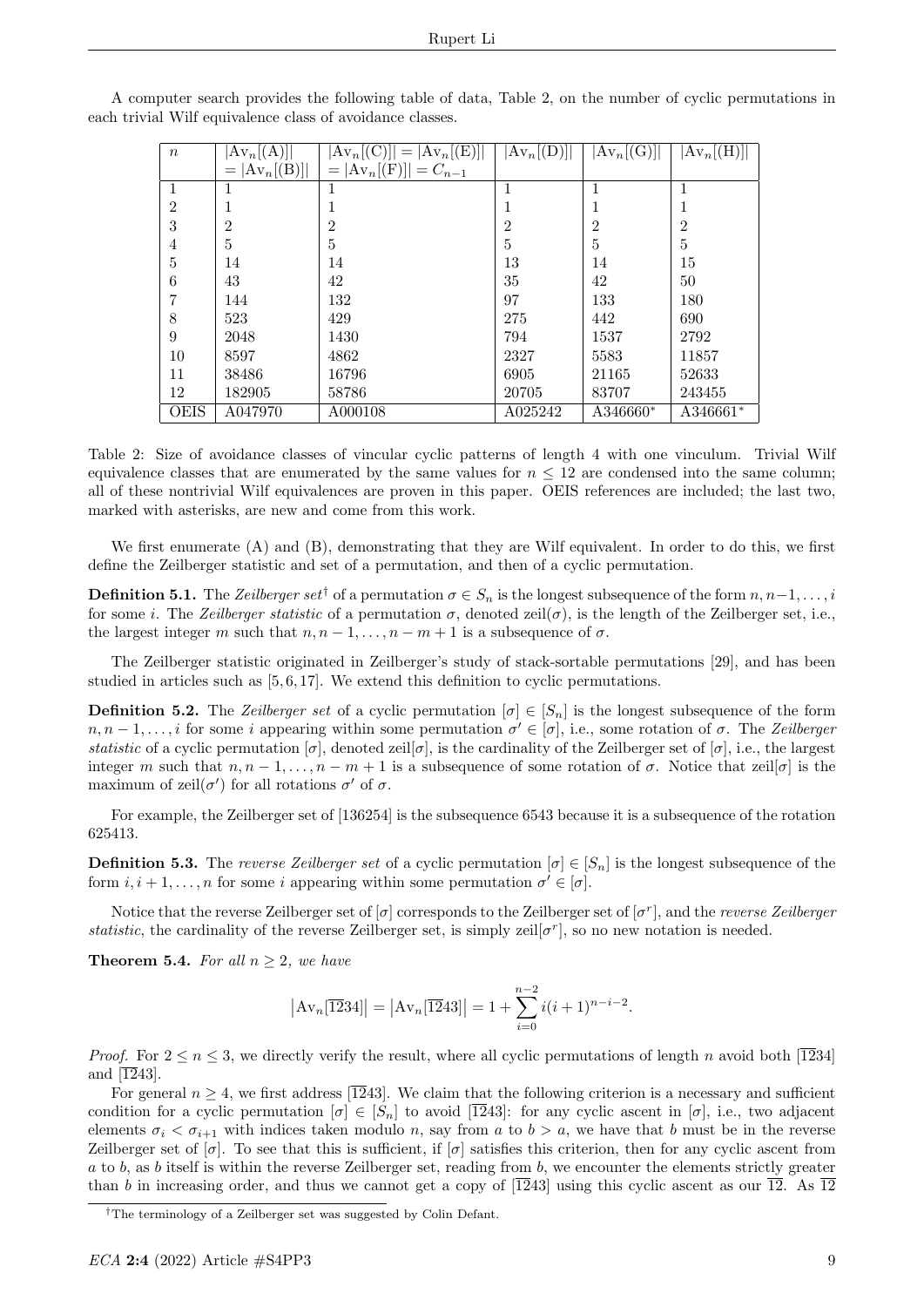A computer search provides the following table of data, Table 2, on the number of cyclic permutations in each trivial Wilf equivalence class of avoidance classes.

| $n$ | $\lvert\mathrm{Av}_n[(\mathrm{A})]\rvert$ $= \lvert\mathrm{Av}_n[(\mathrm{B})]\rvert$ | $\lvert\mathrm{Av}_n[(\mathrm{C})]\rvert = \lvert\mathrm{Av}_n[(\mathrm{E})]\rvert$ $= \lvert\mathrm{Av}_n[(\mathrm{F})]\rvert = C_{n-1}$ | $\lvert\mathrm{Av}_n[(\mathrm{D})]\rvert$ | $\lvert\mathrm{Av}_n[(\mathrm{G})]\rvert$ | $\lvert\mathrm{Av}_n[(\mathrm{H})]\rvert$ |
|---|---|---|---|---|---|
| 1 | 1 | 1 | 1 | 1 | 1 |
| 2 | 1 | 1 | 1 | 1 | 1 |
| 3 | 2 | 2 | 2 | 2 | 2 |
| 4 | 5 | 5 | 5 | 5 | 5 |
| 5 | 14 | 14 | 13 | 14 | 15 |
| 6 | 43 | 42 | 35 | 42 | 50 |
| 7 | 144 | 132 | 97 | 133 | 180 |
| 8 | 523 | 429 | 275 | 442 | 690 |
| 9 | 2048 | 1430 | 794 | 1537 | 2792 |
| 10 | 8597 | 4862 | 2327 | 5583 | 11857 |
| 11 | 38486 | 16796 | 6905 | 21165 | 52633 |
| 12 | 182905 | 58786 | 20705 | 83707 | 243455 |
| OEIS | A047970 | A000108 | A025242 | A346660* | A346661* |

Table 2: Size of avoidance classes of vincular cyclic patterns of length 4 with one vinculum. Trivial Wilf equivalence classes that are enumerated by the same values for $n \le 12$ are condensed into the same column; all of these nontrivial Wilf equivalences are proven in this paper. OEIS references are included; the last two, marked with asterisks, are new and come from this work.

We first enumerate (A) and (B), demonstrating that they are Wilf equivalent. In order to do this, we first define the Zeilberger statistic and set of a permutation, and then of a cyclic permutation.

**Definition 5.1.** The *Zeilberger set*† of a permutation $\sigma \in S_n$ is the longest subsequence of the form $n, n-1, \ldots, i$ for some $i$. The *Zeilberger statistic* of a permutation $\sigma$, denoted $\mathrm{zeil}(\sigma)$, is the length of the Zeilberger set, i.e., the largest integer $m$ such that $n, n-1, \ldots, n-m+1$ is a subsequence of $\sigma$.

The Zeilberger statistic originated in Zeilberger's study of stack-sortable permutations [29], and has been studied in articles such as [5, 6, 17]. We extend this definition to cyclic permutations.

**Definition 5.2.** The *Zeilberger set* of a cyclic permutation $[\sigma] \in [S_n]$ is the longest subsequence of the form $n, n-1, \ldots, i$ for some $i$ appearing within some permutation $\sigma' \in [\sigma]$, i.e., some rotation of $\sigma$. The *Zeilberger statistic* of a cyclic permutation $[\sigma]$, denoted $\mathrm{zeil}[\sigma]$, is the cardinality of the Zeilberger set of $[\sigma]$, i.e., the largest integer $m$ such that $n, n-1, \ldots, n-m+1$ is a subsequence of some rotation of $\sigma$. Notice that $\mathrm{zeil}[\sigma]$ is the maximum of $\mathrm{zeil}(\sigma')$ for all rotations $\sigma'$ of $\sigma$.

For example, the Zeilberger set of $[136254]$ is the subsequence $6543$ because it is a subsequence of the rotation $625413$.

**Definition 5.3.** The *reverse Zeilberger set* of a cyclic permutation $[\sigma] \in [S_n]$ is the longest subsequence of the form $i, i+1, \ldots, n$ for some $i$ appearing within some permutation $\sigma' \in [\sigma]$.

Notice that the reverse Zeilberger set of $[\sigma]$ corresponds to the Zeilberger set of $[\sigma^r]$, and the *reverse Zeilberger statistic*, the cardinality of the reverse Zeilberger set, is simply $\mathrm{zeil}[\sigma^r]$, so no new notation is needed.

**Theorem 5.4.** *For all $n \ge 2$, we have*

$$\left|\mathrm{Av}_n[\overline{12}34]\right| = \left|\mathrm{Av}_n[\overline{12}43]\right| = 1 + \sum_{i=0}^{n-2} i(i+1)^{n-i-2}.$$

*Proof.* For $2 \le n \le 3$, we directly verify the result, where all cyclic permutations of length $n$ avoid both $[\overline{12}34]$ and $[\overline{12}43]$.

For general $n \ge 4$, we first address $[\overline{12}43]$. We claim that the following criterion is a necessary and sufficient condition for a cyclic permutation $[\sigma] \in [S_n]$ to avoid $[\overline{12}43]$: for any cyclic ascent in $[\sigma]$, i.e., two adjacent elements $\sigma_i < \sigma_{i+1}$ with indices taken modulo $n$, say from $a$ to $b > a$, we have that $b$ must be in the reverse Zeilberger set of $[\sigma]$. To see that this is sufficient, if $[\sigma]$ satisfies this criterion, then for any cyclic ascent from $a$ to $b$, as $b$ itself is within the reverse Zeilberger set, reading from $b$, we encounter the elements strictly greater than $b$ in increasing order, and thus we cannot get a copy of $[\overline{12}43]$ using this cyclic ascent as our $\overline{12}$. As $\overline{12}$

†The terminology of a Zeilberger set was suggested by Colin Defant.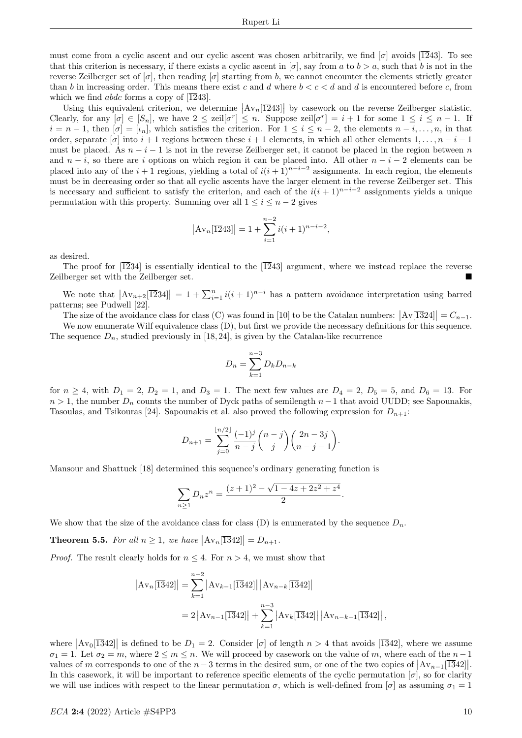must come from a cyclic ascent and our cyclic ascent was chosen arbitrarily, we find $[\sigma]$ avoids $[\overline{1}243]$. To see that this criterion is necessary, if there exists a cyclic ascent in $[\sigma]$, say from $a$ to $b > a$, such that $b$ is not in the reverse Zeilberger set of $[\sigma]$, then reading $[\sigma]$ starting from $b$, we cannot encounter the elements strictly greater than $b$ in increasing order. This means there exist $c$ and $d$ where $b < c < d$ and $d$ is encountered before $c$, from which we find $abdc$ forms a copy of $[\overline{1}243]$.

Using this equivalent criterion, we determine $\left|\mathrm{Av}_n[\overline{1}243]\right|$ by casework on the reverse Zeilberger statistic. Clearly, for any $[\sigma] \in [S_n]$, we have $2 \le \mathrm{zeil}[\sigma^r] \le n$. Suppose $\mathrm{zeil}[\sigma^r] = i+1$ for some $1 \le i \le n-1$. If $i = n-1$, then $[\sigma] = [\iota_n]$, which satisfies the criterion. For $1 \le i \le n-2$, the elements $n-i, \ldots, n$, in that order, separate $[\sigma]$ into $i+1$ regions between these $i+1$ elements, in which all other elements $1, \ldots, n-i-1$ must be placed. As $n-i-1$ is not in the reverse Zeilberger set, it cannot be placed in the region between $n$ and $n-i$, so there are $i$ options on which region it can be placed into. All other $n-i-2$ elements can be placed into any of the $i+1$ regions, yielding a total of $i(i+1)^{n-i-2}$ assignments. In each region, the elements must be in decreasing order so that all cyclic ascents have the larger element in the reverse Zeilberger set. This is necessary and sufficient to satisfy the criterion, and each of the $i(i+1)^{n-i-2}$ assignments yields a unique permutation with this property. Summing over all $1 \le i \le n-2$ gives

$$\left|\mathrm{Av}_n[\overline{1}243]\right| = 1 + \sum_{i=1}^{n-2} i(i+1)^{n-i-2},$$

as desired.

The proof for $[\overline{1}234]$ is essentially identical to the $[\overline{1}243]$ argument, where we instead replace the reverse Zeilberger set with the Zeilberger set. ∎

We note that $\left|\mathrm{Av}_{n+2}[\overline{1}234]\right| = 1 + \sum_{i=1}^{n} i(i+1)^{n-i}$ has a pattern avoidance interpretation using barred patterns; see Pudwell [22].

The size of the avoidance class for class (C) was found in [10] to be the Catalan numbers: $\left|\mathrm{Av}[\overline{1}324]\right| = C_{n-1}$.

We now enumerate Wilf equivalence class (D), but first we provide the necessary definitions for this sequence. The sequence $D_n$, studied previously in [18, 24], is given by the Catalan-like recurrence

$$D_n = \sum_{k=1}^{n-3} D_k D_{n-k}$$

for $n \ge 4$, with $D_1 = 2$, $D_2 = 1$, and $D_3 = 1$. The next few values are $D_4 = 2$, $D_5 = 5$, and $D_6 = 13$. For $n > 1$, the number $D_n$ counts the number of Dyck paths of semilength $n-1$ that avoid UUDD; see Sapounakis, Tasoulas, and Tsikouras [24]. Sapounakis et al. also proved the following expression for $D_{n+1}$:

$$D_{n+1} = \sum_{j=0}^{\lfloor n/2 \rfloor} \frac{(-1)^j}{n-j}\binom{n-j}{j}\binom{2n-3j}{n-j-1}.$$

Mansour and Shattuck [18] determined this sequence's ordinary generating function is

$$\sum_{n \ge 1} D_n z^n = \frac{(z+1)^2 - \sqrt{1-4z+2z^2+z^4}}{2}.$$

We show that the size of the avoidance class for class (D) is enumerated by the sequence $D_n$.

**Theorem 5.5.** *For all $n \ge 1$, we have $\left|\mathrm{Av}_n[\overline{1}342]\right| = D_{n+1}$.*

*Proof.* The result clearly holds for $n \le 4$. For $n > 4$, we must show that

$$\begin{aligned}\left|\mathrm{Av}_n[\overline{1}342]\right| &= \sum_{k=1}^{n-2} \left|\mathrm{Av}_{k-1}[\overline{1}342]\right| \left|\mathrm{Av}_{n-k}[\overline{1}342]\right| \\ &= 2\left|\mathrm{Av}_{n-1}[\overline{1}342]\right| + \sum_{k=1}^{n-3} \left|\mathrm{Av}_k[\overline{1}342]\right| \left|\mathrm{Av}_{n-k-1}[\overline{1}342]\right|,\end{aligned}$$

where $\left|\mathrm{Av}_0[\overline{1}342]\right|$ is defined to be $D_1 = 2$. Consider $[\sigma]$ of length $n > 4$ that avoids $[\overline{1}342]$, where we assume $\sigma_1 = 1$. Let $\sigma_2 = m$, where $2 \le m \le n$. We will proceed by casework on the value of $m$, where each of the $n-1$ values of $m$ corresponds to one of the $n-3$ terms in the desired sum, or one of the two copies of $\left|\mathrm{Av}_{n-1}[\overline{1}342]\right|$. In this casework, it will be important to reference specific elements of the cyclic permutation $[\sigma]$, so for clarity we will use indices with respect to the linear permutation $\sigma$, which is well-defined from $[\sigma]$ as assuming $\sigma_1 = 1$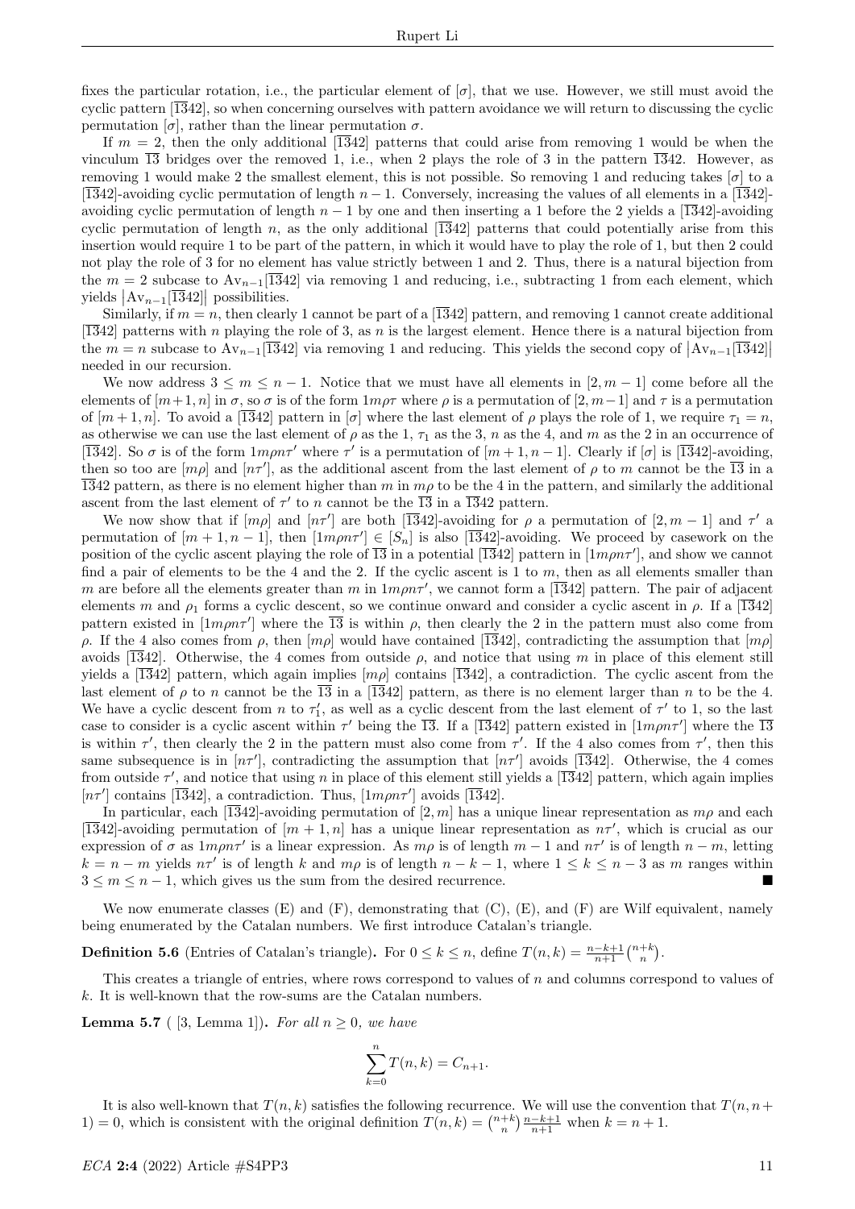fixes the particular rotation, i.e., the particular element of $[\sigma]$, that we use. However, we still must avoid the cyclic pattern $[\overline{13}42]$, so when concerning ourselves with pattern avoidance we will return to discussing the cyclic permutation $[\sigma]$, rather than the linear permutation $\sigma$.

If $m = 2$, then the only additional $[\overline{13}42]$ patterns that could arise from removing 1 would be when the vinculum $\overline{13}$ bridges over the removed 1, i.e., when 2 plays the role of 3 in the pattern $\overline{13}42$. However, as removing 1 would make 2 the smallest element, this is not possible. So removing 1 and reducing takes $[\sigma]$ to a $[\overline{13}42]$-avoiding cyclic permutation of length $n-1$. Conversely, increasing the values of all elements in a $[\overline{13}42]$-avoiding cyclic permutation of length $n-1$ by one and then inserting a 1 before the 2 yields a $[\overline{13}42]$-avoiding cyclic permutation of length $n$, as the only additional $[\overline{13}42]$ patterns that could potentially arise from this insertion would require 1 to be part of the pattern, in which it would have to play the role of 1, but then 2 could not play the role of 3 for no element has value strictly between 1 and 2. Thus, there is a natural bijection from the $m = 2$ subcase to $\mathrm{Av}_{n-1}[\overline{13}42]$ via removing 1 and reducing, i.e., subtracting 1 from each element, which yields $|\mathrm{Av}_{n-1}[\overline{13}42]|$ possibilities.

Similarly, if $m = n$, then clearly 1 cannot be part of a $[\overline{13}42]$ pattern, and removing 1 cannot create additional $[\overline{13}42]$ patterns with $n$ playing the role of 3, as $n$ is the largest element. Hence there is a natural bijection from the $m = n$ subcase to $\mathrm{Av}_{n-1}[\overline{13}42]$ via removing 1 and reducing. This yields the second copy of $|\mathrm{Av}_{n-1}[\overline{13}42]|$ needed in our recursion.

We now address $3 \le m \le n-1$. Notice that we must have all elements in $[2, m-1]$ come before all the elements of $[m+1, n]$ in $\sigma$, so $\sigma$ is of the form $1m\rho\tau$ where $\rho$ is a permutation of $[2, m-1]$ and $\tau$ is a permutation of $[m+1, n]$. To avoid a $[\overline{13}42]$ pattern in $[\sigma]$ where the last element of $\rho$ plays the role of 1, we require $\tau_1 = n$, as otherwise we can use the last element of $\rho$ as the 1, $\tau_1$ as the 3, $n$ as the 4, and $m$ as the 2 in an occurrence of $[\overline{13}42]$. So $\sigma$ is of the form $1m\rho n\tau'$ where $\tau'$ is a permutation of $[m+1, n-1]$. Clearly if $[\sigma]$ is $[\overline{13}42]$-avoiding, then so too are $[m\rho]$ and $[n\tau']$, as the additional ascent from the last element of $\rho$ to $m$ cannot be the $\overline{13}$ in a $\overline{13}42$ pattern, as there is no element higher than $m$ in $m\rho$ to be the 4 in the pattern, and similarly the additional ascent from the last element of $\tau'$ to $n$ cannot be the $\overline{13}$ in a $\overline{13}42$ pattern.

We now show that if $[m\rho]$ and $[n\tau']$ are both $[\overline{13}42]$-avoiding for $\rho$ a permutation of $[2, m-1]$ and $\tau'$ a permutation of $[m+1, n-1]$, then $[1m\rho n\tau'] \in [S_n]$ is also $[\overline{13}42]$-avoiding. We proceed by casework on the position of the cyclic ascent playing the role of $\overline{13}$ in a potential $[\overline{13}42]$ pattern in $[1m\rho n\tau']$, and show we cannot find a pair of elements to be the 4 and the 2. If the cyclic ascent is 1 to $m$, then as all elements smaller than $m$ are before all the elements greater than $m$ in $1m\rho n\tau'$, we cannot form a $[\overline{13}42]$ pattern. The pair of adjacent elements $m$ and $\rho_1$ forms a cyclic descent, so we continue onward and consider a cyclic ascent in $\rho$. If a $[\overline{13}42]$ pattern existed in $[1m\rho n\tau']$ where the $\overline{13}$ is within $\rho$, then clearly the 2 in the pattern must also come from $\rho$. If the 4 also comes from $\rho$, then $[m\rho]$ would have contained $[\overline{13}42]$, contradicting the assumption that $[m\rho]$ avoids $[\overline{13}42]$. Otherwise, the 4 comes from outside $\rho$, and notice that using $m$ in place of this element still yields a $[\overline{13}42]$ pattern, which again implies $[m\rho]$ contains $[\overline{13}42]$, a contradiction. The cyclic ascent from the last element of $\rho$ to $n$ cannot be the $\overline{13}$ in a $[\overline{13}42]$ pattern, as there is no element larger than $n$ to be the 4. We have a cyclic descent from $n$ to $\tau'_1$, as well as a cyclic descent from the last element of $\tau'$ to 1, so the last case to consider is a cyclic ascent within $\tau'$ being the $\overline{13}$. If a $[\overline{13}42]$ pattern existed in $[1m\rho n\tau']$ where the $\overline{13}$ is within $\tau'$, then clearly the 2 in the pattern must also come from $\tau'$. If the 4 also comes from $\tau'$, then this same subsequence is in $[n\tau']$, contradicting the assumption that $[n\tau']$ avoids $[\overline{13}42]$. Otherwise, the 4 comes from outside $\tau'$, and notice that using $n$ in place of this element still yields a $[\overline{13}42]$ pattern, which again implies $[n\tau']$ contains $[\overline{13}42]$, a contradiction. Thus, $[1m\rho n\tau']$ avoids $[\overline{13}42]$.

In particular, each $[\overline{13}42]$-avoiding permutation of $[2, m]$ has a unique linear representation as $m\rho$ and each $[\overline{13}42]$-avoiding permutation of $[m+1, n]$ has a unique linear representation as $n\tau'$, which is crucial as our expression of $\sigma$ as $1m\rho n\tau'$ is a linear expression. As $m\rho$ is of length $m-1$ and $n\tau'$ is of length $n-m$, letting $k = n-m$ yields $n\tau'$ is of length $k$ and $m\rho$ is of length $n-k-1$, where $1 \le k \le n-3$ as $m$ ranges within $3 \le m \le n-1$, which gives us the sum from the desired recurrence. ■

We now enumerate classes (E) and (F), demonstrating that (C), (E), and (F) are Wilf equivalent, namely being enumerated by the Catalan numbers. We first introduce Catalan's triangle.

**Definition 5.6** (Entries of Catalan's triangle)**.** For $0 \le k \le n$, define $T(n, k) = \frac{n-k+1}{n+1}\binom{n+k}{n}$.

This creates a triangle of entries, where rows correspond to values of $n$ and columns correspond to values of $k$. It is well-known that the row-sums are the Catalan numbers.

**Lemma 5.7** ( [3, Lemma 1])**.** *For all $n \ge 0$, we have*

$$\sum_{k=0}^{n} T(n, k) = C_{n+1}.$$

It is also well-known that $T(n, k)$ satisfies the following recurrence. We will use the convention that $T(n, n+1) = 0$, which is consistent with the original definition $T(n, k) = \binom{n+k}{n}\frac{n-k+1}{n+1}$ when $k = n+1$.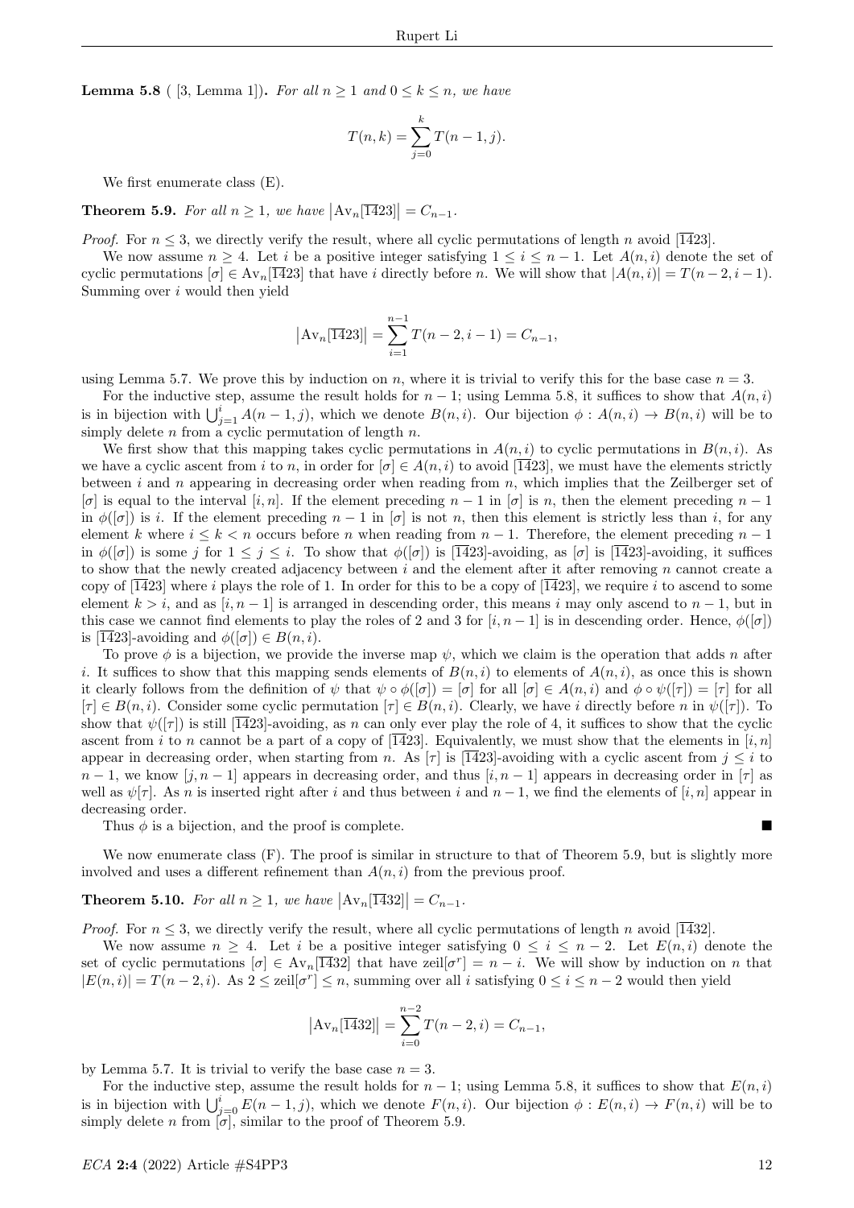**Lemma 5.8** ( [3, Lemma 1]). *For all $n \geq 1$ and $0 \leq k \leq n$, we have*

$$T(n,k) = \sum_{j=0}^{k} T(n-1,j).$$

We first enumerate class (E).

**Theorem 5.9.** *For all $n \geq 1$, we have $\left|\mathrm{Av}_n[\overline{1}423]\right| = C_{n-1}$.*

*Proof.* For $n \leq 3$, we directly verify the result, where all cyclic permutations of length $n$ avoid $[\overline{1}423]$.

We now assume $n \geq 4$. Let $i$ be a positive integer satisfying $1 \leq i \leq n-1$. Let $A(n,i)$ denote the set of cyclic permutations $[\sigma] \in \mathrm{Av}_n[\overline{1}423]$ that have $i$ directly before $n$. We will show that $|A(n,i)| = T(n-2,i-1)$. Summing over $i$ would then yield

$$\left|\mathrm{Av}_n[\overline{1}423]\right| = \sum_{i=1}^{n-1} T(n-2,i-1) = C_{n-1},$$

using Lemma 5.7. We prove this by induction on $n$, where it is trivial to verify this for the base case $n = 3$.

For the inductive step, assume the result holds for $n-1$; using Lemma 5.8, it suffices to show that $A(n,i)$ is in bijection with $\bigcup_{j=1}^{i} A(n-1,j)$, which we denote $B(n,i)$. Our bijection $\phi : A(n,i) \to B(n,i)$ will be to simply delete $n$ from a cyclic permutation of length $n$.

We first show that this mapping takes cyclic permutations in $A(n,i)$ to cyclic permutations in $B(n,i)$. As we have a cyclic ascent from $i$ to $n$, in order for $[\sigma] \in A(n,i)$ to avoid $[\overline{1}423]$, we must have the elements strictly between $i$ and $n$ appearing in decreasing order when reading from $n$, which implies that the Zeilberger set of $[\sigma]$ is equal to the interval $[i,n]$. If the element preceding $n-1$ in $[\sigma]$ is $n$, then the element preceding $n-1$ in $\phi([\sigma])$ is $i$. If the element preceding $n-1$ in $[\sigma]$ is not $n$, then this element is strictly less than $i$, for any element $k$ where $i \leq k < n$ occurs before $n$ when reading from $n-1$. Therefore, the element preceding $n-1$ in $\phi([\sigma])$ is some $j$ for $1 \leq j \leq i$. To show that $\phi([\sigma])$ is $[\overline{1}423]$-avoiding, as $[\sigma]$ is $[\overline{1}423]$-avoiding, it suffices to show that the newly created adjacency between $i$ and the element after it after removing $n$ cannot create a copy of $[\overline{1}423]$ where $i$ plays the role of 1. In order for this to be a copy of $[\overline{1}423]$, we require $i$ to ascend to some element $k > i$, and as $[i,n-1]$ is arranged in descending order, this means $i$ may only ascend to $n-1$, but in this case we cannot find elements to play the roles of 2 and 3 for $[i,n-1]$ is in descending order. Hence, $\phi([\sigma])$ is $[\overline{1}423]$-avoiding and $\phi([\sigma]) \in B(n,i)$.

To prove $\phi$ is a bijection, we provide the inverse map $\psi$, which we claim is the operation that adds $n$ after $i$. It suffices to show that this mapping sends elements of $B(n,i)$ to elements of $A(n,i)$, as once this is shown it clearly follows from the definition of $\psi$ that $\psi \circ \phi([\sigma]) = [\sigma]$ for all $[\sigma] \in A(n,i)$ and $\phi \circ \psi([\tau]) = [\tau]$ for all $[\tau] \in B(n,i)$. Consider some cyclic permutation $[\tau] \in B(n,i)$. Clearly, we have $i$ directly before $n$ in $\psi([\tau])$. To show that $\psi([\tau])$ is still $[\overline{1}423]$-avoiding, as $n$ can only ever play the role of 4, it suffices to show that the cyclic ascent from $i$ to $n$ cannot be a part of a copy of $[\overline{1}423]$. Equivalently, we must show that the elements in $[i,n]$ appear in decreasing order, when starting from $n$. As $[\tau]$ is $[\overline{1}423]$-avoiding with a cyclic ascent from $j \leq i$ to $n-1$, we know $[j,n-1]$ appears in decreasing order, and thus $[i,n-1]$ appears in decreasing order in $[\tau]$ as well as $\psi[\tau]$. As $n$ is inserted right after $i$ and thus between $i$ and $n-1$, we find the elements of $[i,n]$ appear in decreasing order.

Thus $\phi$ is a bijection, and the proof is complete. ■

We now enumerate class (F). The proof is similar in structure to that of Theorem 5.9, but is slightly more involved and uses a different refinement than $A(n,i)$ from the previous proof.

**Theorem 5.10.** *For all $n \geq 1$, we have $\left|\mathrm{Av}_n[\overline{1}432]\right| = C_{n-1}$.*

*Proof.* For $n \leq 3$, we directly verify the result, where all cyclic permutations of length $n$ avoid $[\overline{1}432]$.

We now assume $n \geq 4$. Let $i$ be a positive integer satisfying $0 \leq i \leq n-2$. Let $E(n,i)$ denote the set of cyclic permutations $[\sigma] \in \mathrm{Av}_n[\overline{1}432]$ that have $\mathrm{zeil}[\sigma^r] = n-i$. We will show by induction on $n$ that $|E(n,i)| = T(n-2,i)$. As $2 \leq \mathrm{zeil}[\sigma^r] \leq n$, summing over all $i$ satisfying $0 \leq i \leq n-2$ would then yield

$$\left|\mathrm{Av}_n[\overline{1}432]\right| = \sum_{i=0}^{n-2} T(n-2,i) = C_{n-1},$$

by Lemma 5.7. It is trivial to verify the base case $n = 3$.

For the inductive step, assume the result holds for $n-1$; using Lemma 5.8, it suffices to show that $E(n,i)$ is in bijection with $\bigcup_{j=0}^{i} E(n-1,j)$, which we denote $F(n,i)$. Our bijection $\phi : E(n,i) \to F(n,i)$ will be to simply delete $n$ from $[\sigma]$, similar to the proof of Theorem 5.9.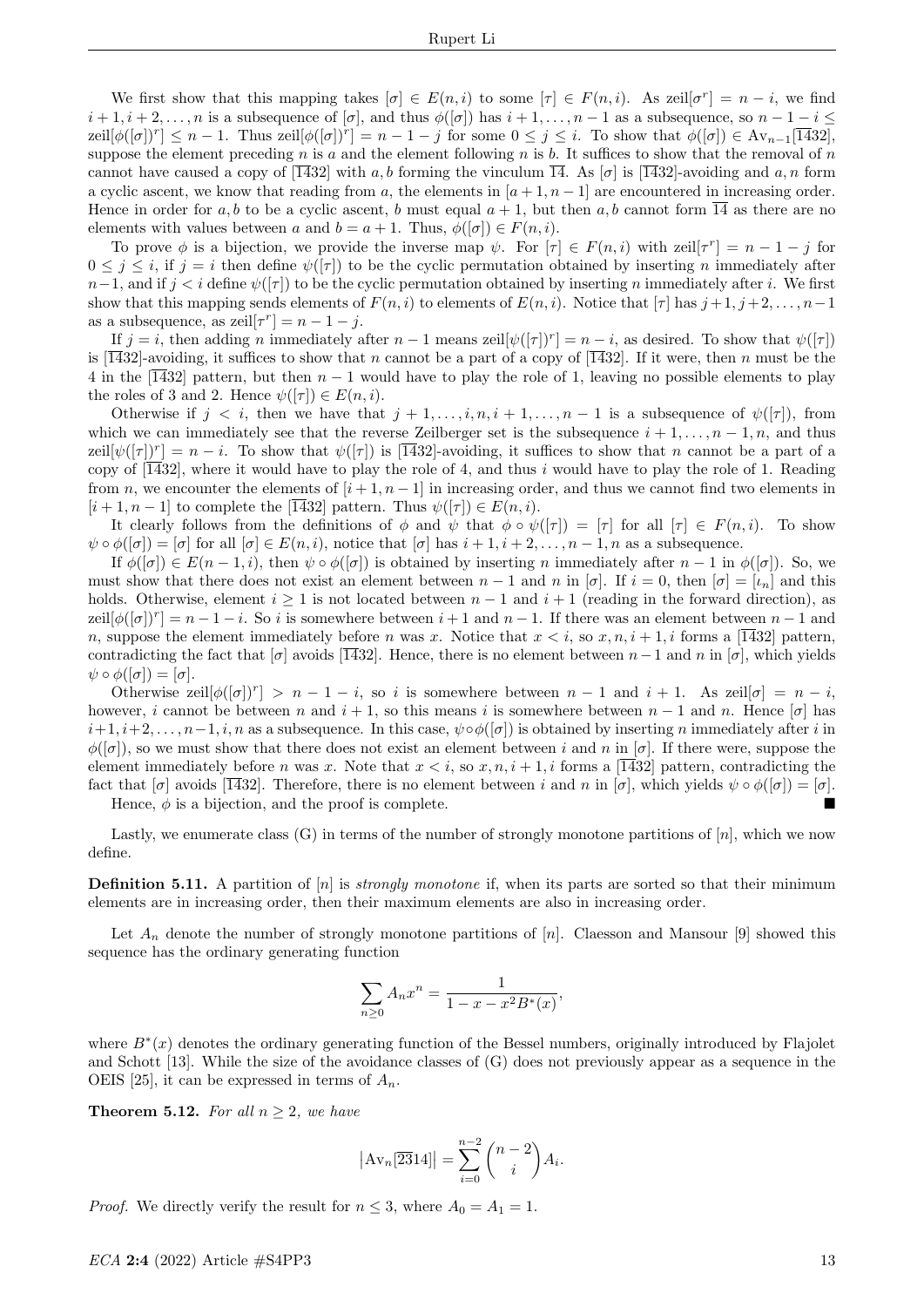We first show that this mapping takes $[\sigma] \in E(n,i)$ to some $[\tau] \in F(n,i)$. As $\text{zeil}[\sigma^r] = n-i$, we find $i+1, i+2, \ldots, n$ is a subsequence of $[\sigma]$, and thus $\phi([\sigma])$ has $i+1, \ldots, n-1$ as a subsequence, so $n-1-i \leq \text{zeil}[\phi([\sigma])^r] \leq n-1$. Thus $\text{zeil}[\phi([\sigma])^r] = n-1-j$ for some $0 \leq j \leq i$. To show that $\phi([\sigma]) \in \text{Av}_{n-1}[\overline{14}32]$, suppose the element preceding $n$ is $a$ and the element following $n$ is $b$. It suffices to show that the removal of $n$ cannot have caused a copy of $[\overline{14}32]$ with $a, b$ forming the vinculum $\overline{14}$. As $[\sigma]$ is $[\overline{14}32]$-avoiding and $a, n$ form a cyclic ascent, we know that reading from $a$, the elements in $[a+1, n-1]$ are encountered in increasing order. Hence in order for $a, b$ to be a cyclic ascent, $b$ must equal $a+1$, but then $a, b$ cannot form $\overline{14}$ as there are no elements with values between $a$ and $b = a+1$. Thus, $\phi([\sigma]) \in F(n,i)$.

To prove $\phi$ is a bijection, we provide the inverse map $\psi$. For $[\tau] \in F(n,i)$ with $\text{zeil}[\tau^r] = n-1-j$ for $0 \leq j \leq i$, if $j = i$ then define $\psi([\tau])$ to be the cyclic permutation obtained by inserting $n$ immediately after $n-1$, and if $j < i$ define $\psi([\tau])$ to be the cyclic permutation obtained by inserting $n$ immediately after $i$. We first show that this mapping sends elements of $F(n,i)$ to elements of $E(n,i)$. Notice that $[\tau]$ has $j+1, j+2, \ldots, n-1$ as a subsequence, as $\text{zeil}[\tau^r] = n-1-j$.

If $j = i$, then adding $n$ immediately after $n-1$ means $\text{zeil}[\psi([\tau])^r] = n-i$, as desired. To show that $\psi([\tau])$ is $[\overline{14}32]$-avoiding, it suffices to show that $n$ cannot be a part of a copy of $[\overline{14}32]$. If it were, then $n$ must be the 4 in the $[\overline{14}32]$ pattern, but then $n-1$ would have to play the role of 1, leaving no possible elements to play the roles of 3 and 2. Hence $\psi([\tau]) \in E(n,i)$.

Otherwise if $j < i$, then we have that $j+1, \ldots, i, n, i+1, \ldots, n-1$ is a subsequence of $\psi([\tau])$, from which we can immediately see that the reverse Zeilberger set is the subsequence $i+1, \ldots, n-1, n$, and thus $\text{zeil}[\psi([\tau])^r] = n-i$. To show that $\psi([\tau])$ is $[\overline{14}32]$-avoiding, it suffices to show that $n$ cannot be a part of a copy of $[\overline{14}32]$, where it would have to play the role of 4, and thus $i$ would have to play the role of 1. Reading from $n$, we encounter the elements of $[i+1, n-1]$ in increasing order, and thus we cannot find two elements in $[i+1, n-1]$ to complete the $[\overline{14}32]$ pattern. Thus $\psi([\tau]) \in E(n,i)$.

It clearly follows from the definitions of $\phi$ and $\psi$ that $\phi \circ \psi([\tau]) = [\tau]$ for all $[\tau] \in F(n,i)$. To show $\psi \circ \phi([\sigma]) = [\sigma]$ for all $[\sigma] \in E(n,i)$, notice that $[\sigma]$ has $i+1, i+2, \ldots, n-1, n$ as a subsequence.

If $\phi([\sigma]) \in E(n-1, i)$, then $\psi \circ \phi([\sigma])$ is obtained by inserting $n$ immediately after $n-1$ in $\phi([\sigma])$. So, we must show that there does not exist an element between $n-1$ and $n$ in $[\sigma]$. If $i = 0$, then $[\sigma] = [\iota_n]$ and this holds. Otherwise, element $i \geq 1$ is not located between $n-1$ and $i+1$ (reading in the forward direction), as $\text{zeil}[\phi([\sigma])^r] = n-1-i$. So $i$ is somewhere between $i+1$ and $n-1$. If there was an element between $n-1$ and $n$, suppose the element immediately before $n$ was $x$. Notice that $x < i$, so $x, n, i+1, i$ forms a $[\overline{14}32]$ pattern, contradicting the fact that $[\sigma]$ avoids $[\overline{14}32]$. Hence, there is no element between $n-1$ and $n$ in $[\sigma]$, which yields $\psi \circ \phi([\sigma]) = [\sigma]$.

Otherwise $\text{zeil}[\phi([\sigma])^r] > n-1-i$, so $i$ is somewhere between $n-1$ and $i+1$. As $\text{zeil}[\sigma] = n-i$, however, $i$ cannot be between $n$ and $i+1$, so this means $i$ is somewhere between $n-1$ and $n$. Hence $[\sigma]$ has $i+1, i+2, \ldots, n-1, i, n$ as a subsequence. In this case, $\psi \circ \phi([\sigma])$ is obtained by inserting $n$ immediately after $i$ in $\phi([\sigma])$, so we must show that there does not exist an element between $i$ and $n$ in $[\sigma]$. If there were, suppose the element immediately before $n$ was $x$. Note that $x < i$, so $x, n, i+1, i$ forms a $[\overline{14}32]$ pattern, contradicting the fact that $[\sigma]$ avoids $[\overline{14}32]$. Therefore, there is no element between $i$ and $n$ in $[\sigma]$, which yields $\psi \circ \phi([\sigma]) = [\sigma]$.

Hence, $\phi$ is a bijection, and the proof is complete. ■

Lastly, we enumerate class (G) in terms of the number of strongly monotone partitions of $[n]$, which we now define.

**Definition 5.11.** A partition of $[n]$ is *strongly monotone* if, when its parts are sorted so that their minimum elements are in increasing order, then their maximum elements are also in increasing order.

Let $A_n$ denote the number of strongly monotone partitions of $[n]$. Claesson and Mansour [9] showed this sequence has the ordinary generating function

$$\sum_{n \geq 0} A_n x^n = \frac{1}{1 - x - x^2 B^*(x)},$$

where $B^*(x)$ denotes the ordinary generating function of the Bessel numbers, originally introduced by Flajolet and Schott [13]. While the size of the avoidance classes of (G) does not previously appear as a sequence in the OEIS [25], it can be expressed in terms of $A_n$.

**Theorem 5.12.** *For all $n \geq 2$, we have*

$$\left|\text{Av}_n[\overline{23}14]\right| = \sum_{i=0}^{n-2} \binom{n-2}{i} A_i.$$

*Proof.* We directly verify the result for $n \leq 3$, where $A_0 = A_1 = 1$.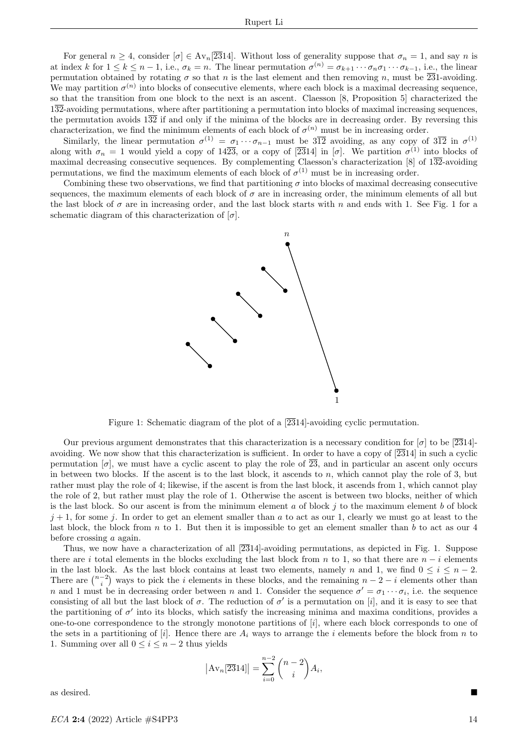For general $n \geq 4$, consider $[\sigma] \in \text{Av}_n[\overline{23}14]$. Without loss of generality suppose that $\sigma_n = 1$, and say $n$ is at index $k$ for $1 \leq k \leq n-1$, i.e., $\sigma_k = n$. The linear permutation $\sigma^{(n)} = \sigma_{k+1} \cdots \sigma_n \sigma_1 \cdots \sigma_{k-1}$, i.e., the linear permutation obtained by rotating $\sigma$ so that $n$ is the last element and then removing $n$, must be $\overline{23}1$-avoiding. We may partition $\sigma^{(n)}$ into blocks of consecutive elements, where each block is a maximal decreasing sequence, so that the transition from one block to the next is an ascent. Claesson [8, Proposition 5] characterized the $1\overline{32}$-avoiding permutations, where after partitioning a permutation into blocks of maximal increasing sequences, the permutation avoids $1\overline{32}$ if and only if the minima of the blocks are in decreasing order. By reversing this characterization, we find the minimum elements of each block of $\sigma^{(n)}$ must be in increasing order.

Similarly, the linear permutation $\sigma^{(1)} = \sigma_1 \cdots \sigma_{n-1}$ must be $3\overline{12}$ avoiding, as any copy of $3\overline{12}$ in $\sigma^{(1)}$ along with $\sigma_n = 1$ would yield a copy of $14\overline{23}$, or a copy of $[\overline{23}14]$ in $[\sigma]$. We partition $\sigma^{(1)}$ into blocks of maximal decreasing consecutive sequences. By complementing Claesson's characterization [8] of $1\overline{32}$-avoiding permutations, we find the maximum elements of each block of $\sigma^{(1)}$ must be in increasing order.

Combining these two observations, we find that partitioning $\sigma$ into blocks of maximal decreasing consecutive sequences, the maximum elements of each block of $\sigma$ are in increasing order, the minimum elements of all but the last block of $\sigma$ are in increasing order, and the last block starts with $n$ and ends with 1. See Fig. 1 for a schematic diagram of this characterization of $[\sigma]$.

Figure 1: Schematic diagram of the plot of a $[\overline{23}14]$-avoiding cyclic permutation.

Our previous argument demonstrates that this characterization is a necessary condition for $[\sigma]$ to be $[\overline{23}14]$-avoiding. We now show that this characterization is sufficient. In order to have a copy of $[\overline{23}14]$ in such a cyclic permutation $[\sigma]$, we must have a cyclic ascent to play the role of $\overline{23}$, and in particular an ascent only occurs in between two blocks. If the ascent is to the last block, it ascends to $n$, which cannot play the role of 3, but rather must play the role of 4; likewise, if the ascent is from the last block, it ascends from 1, which cannot play the role of 2, but rather must play the role of 1. Otherwise the ascent is between two blocks, neither of which is the last block. So our ascent is from the minimum element $a$ of block $j$ to the maximum element $b$ of block $j+1$, for some $j$. In order to get an element smaller than $a$ to act as our 1, clearly we must go at least to the last block, the block from $n$ to 1. But then it is impossible to get an element smaller than $b$ to act as our 4 before crossing $a$ again.

Thus, we now have a characterization of all $[\overline{23}14]$-avoiding permutations, as depicted in Fig. 1. Suppose there are $i$ total elements in the blocks excluding the last block from $n$ to 1, so that there are $n-i$ elements in the last block. As the last block contains at least two elements, namely $n$ and 1, we find $0 \leq i \leq n-2$. There are $\binom{n-2}{i}$ ways to pick the $i$ elements in these blocks, and the remaining $n-2-i$ elements other than $n$ and 1 must be in decreasing order between $n$ and 1. Consider the sequence $\sigma' = \sigma_1 \cdots \sigma_i$, i.e. the sequence consisting of all but the last block of $\sigma$. The reduction of $\sigma'$ is a permutation on $[i]$, and it is easy to see that the partitioning of $\sigma'$ into its blocks, which satisfy the increasing minima and maxima conditions, provides a one-to-one correspondence to the strongly monotone partitions of $[i]$, where each block corresponds to one of the sets in a partitioning of $[i]$. Hence there are $A_i$ ways to arrange the $i$ elements before the block from $n$ to 1. Summing over all $0 \leq i \leq n-2$ thus yields

$$\left|\text{Av}_n[\overline{23}14]\right| = \sum_{i=0}^{n-2} \binom{n-2}{i} A_i,$$

as desired. ■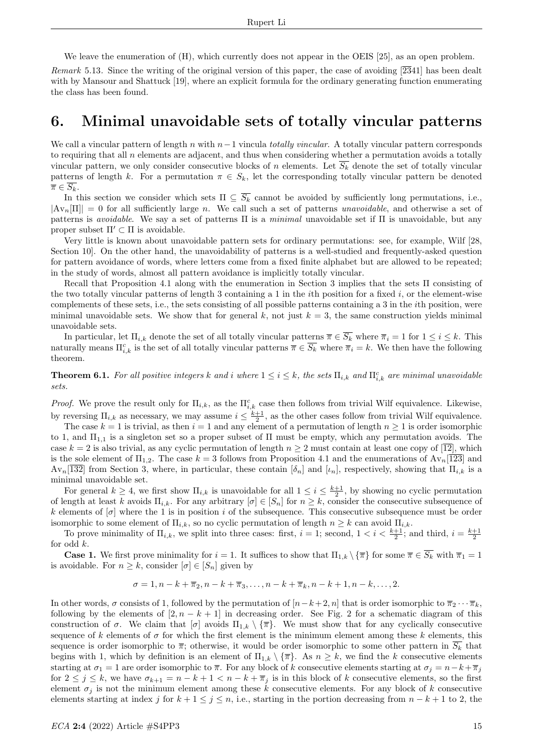We leave the enumeration of (H), which currently does not appear in the OEIS [25], as an open problem.

*Remark* 5.13. Since the writing of the original version of this paper, the case of avoiding $[\overline{23}41]$ has been dealt with by Mansour and Shattuck [19], where an explicit formula for the ordinary generating function enumerating the class has been found.

# 6. Minimal unavoidable sets of totally vincular patterns

We call a vincular pattern of length $n$ with $n-1$ vincula *totally vincular*. A totally vincular pattern corresponds to requiring that all $n$ elements are adjacent, and thus when considering whether a permutation avoids a totally vincular pattern, we only consider consecutive blocks of $n$ elements. Let $\overline{S_k}$ denote the set of totally vincular patterns of length $k$. For a permutation $\pi \in S_k$, let the corresponding totally vincular pattern be denoted $\overline{\pi} \in \overline{S_k}$.

In this section we consider which sets $\Pi \subseteq \overline{S_k}$ cannot be avoided by sufficiently long permutations, i.e., $|\mathrm{Av}_n[\Pi]| = 0$ for all sufficiently large $n$. We call such a set of patterns *unavoidable*, and otherwise a set of patterns is *avoidable*. We say a set of patterns $\Pi$ is a *minimal* unavoidable set if $\Pi$ is unavoidable, but any proper subset $\Pi' \subset \Pi$ is avoidable.

Very little is known about unavoidable pattern sets for ordinary permutations: see, for example, Wilf [28, Section 10]. On the other hand, the unavoidability of patterns is a well-studied and frequently-asked question for pattern avoidance of words, where letters come from a fixed finite alphabet but are allowed to be repeated; in the study of words, almost all pattern avoidance is implicitly totally vincular.

Recall that Proposition 4.1 along with the enumeration in Section 3 implies that the sets $\Pi$ consisting of the two totally vincular patterns of length 3 containing a 1 in the $i$th position for a fixed $i$, or the element-wise complements of these sets, i.e., the sets consisting of all possible patterns containing a 3 in the $i$th position, were minimal unavoidable sets. We show that for general $k$, not just $k = 3$, the same construction yields minimal unavoidable sets.

In particular, let $\Pi_{i,k}$ denote the set of all totally vincular patterns $\overline{\pi} \in \overline{S_k}$ where $\overline{\pi}_i = 1$ for $1 \le i \le k$. This naturally means $\Pi_{i,k}^c$ is the set of all totally vincular patterns $\overline{\pi} \in \overline{S_k}$ where $\overline{\pi}_i = k$. We then have the following theorem.

**Theorem 6.1.** *For all positive integers $k$ and $i$ where $1 \le i \le k$, the sets $\Pi_{i,k}$ and $\Pi_{i,k}^c$ are minimal unavoidable sets.*

*Proof.* We prove the result only for $\Pi_{i,k}$, as the $\Pi_{i,k}^c$ case then follows from trivial Wilf equivalence. Likewise, by reversing $\Pi_{i,k}$ as necessary, we may assume $i \le \frac{k+1}{2}$, as the other cases follow from trivial Wilf equivalence.

The case $k = 1$ is trivial, as then $i = 1$ and any element of a permutation of length $n \ge 1$ is order isomorphic to 1, and $\Pi_{1,1}$ is a singleton set so a proper subset of $\Pi$ must be empty, which any permutation avoids. The case $k = 2$ is also trivial, as any cyclic permutation of length $n \ge 2$ must contain at least one copy of $[\overline{12}]$, which is the sole element of $\Pi_{1,2}$. The case $k = 3$ follows from Proposition 4.1 and the enumerations of $\mathrm{Av}_n[\overline{123}]$ and $\mathrm{Av}_n[\overline{132}]$ from Section 3, where, in particular, these contain $[\delta_n]$ and $[\iota_n]$, respectively, showing that $\Pi_{i,k}$ is a minimal unavoidable set.

For general $k \ge 4$, we first show $\Pi_{i,k}$ is unavoidable for all $1 \le i \le \frac{k+1}{2}$, by showing no cyclic permutation of length at least $k$ avoids $\Pi_{i,k}$. For any arbitrary $[\sigma] \in [S_n]$ for $n \ge k$, consider the consecutive subsequence of $k$ elements of $[\sigma]$ where the 1 is in position $i$ of the subsequence. This consecutive subsequence must be order isomorphic to some element of $\Pi_{i,k}$, so no cyclic permutation of length $n \ge k$ can avoid $\Pi_{i,k}$.

To prove minimality of $\Pi_{i,k}$, we split into three cases: first, $i = 1$; second, $1 < i < \frac{k+1}{2}$; and third, $i = \frac{k+1}{2}$ for odd $k$.

**Case 1.** We first prove minimality for $i = 1$. It suffices to show that $\Pi_{1,k} \setminus \{\overline{\pi}\}$ for some $\overline{\pi} \in \overline{S_k}$ with $\overline{\pi}_1 = 1$ is avoidable. For $n \ge k$, consider $[\sigma] \in [S_n]$ given by

$$\sigma = 1, n-k+\overline{\pi}_2, n-k+\overline{\pi}_3, \ldots, n-k+\overline{\pi}_k, n-k+1, n-k, \ldots, 2.$$

In other words, $\sigma$ consists of 1, followed by the permutation of $[n-k+2, n]$ that is order isomorphic to $\overline{\pi}_2 \cdots \overline{\pi}_k$, following by the elements of $[2, n-k+1]$ in decreasing order. See Fig. 2 for a schematic diagram of this construction of $\sigma$. We claim that $[\sigma]$ avoids $\Pi_{1,k} \setminus \{\overline{\pi}\}$. We must show that for any cyclically consecutive sequence of $k$ elements of $\sigma$ for which the first element is the minimum element among these $k$ elements, this sequence is order isomorphic to $\overline{\pi}$; otherwise, it would be order isomorphic to some other pattern in $\overline{S_k}$ that begins with 1, which by definition is an element of $\Pi_{1,k} \setminus \{\overline{\pi}\}$. As $n \ge k$, we find the $k$ consecutive elements starting at $\sigma_1 = 1$ are order isomorphic to $\overline{\pi}$. For any block of $k$ consecutive elements starting at $\sigma_j = n-k+\overline{\pi}_j$ for $2 \le j \le k$, we have $\sigma_{k+1} = n-k+1 < n-k+\overline{\pi}_j$ is in this block of $k$ consecutive elements, so the first element $\sigma_j$ is not the minimum element among these $k$ consecutive elements. For any block of $k$ consecutive elements starting at index $j$ for $k+1 \le j \le n$, i.e., starting in the portion decreasing from $n-k+1$ to 2, the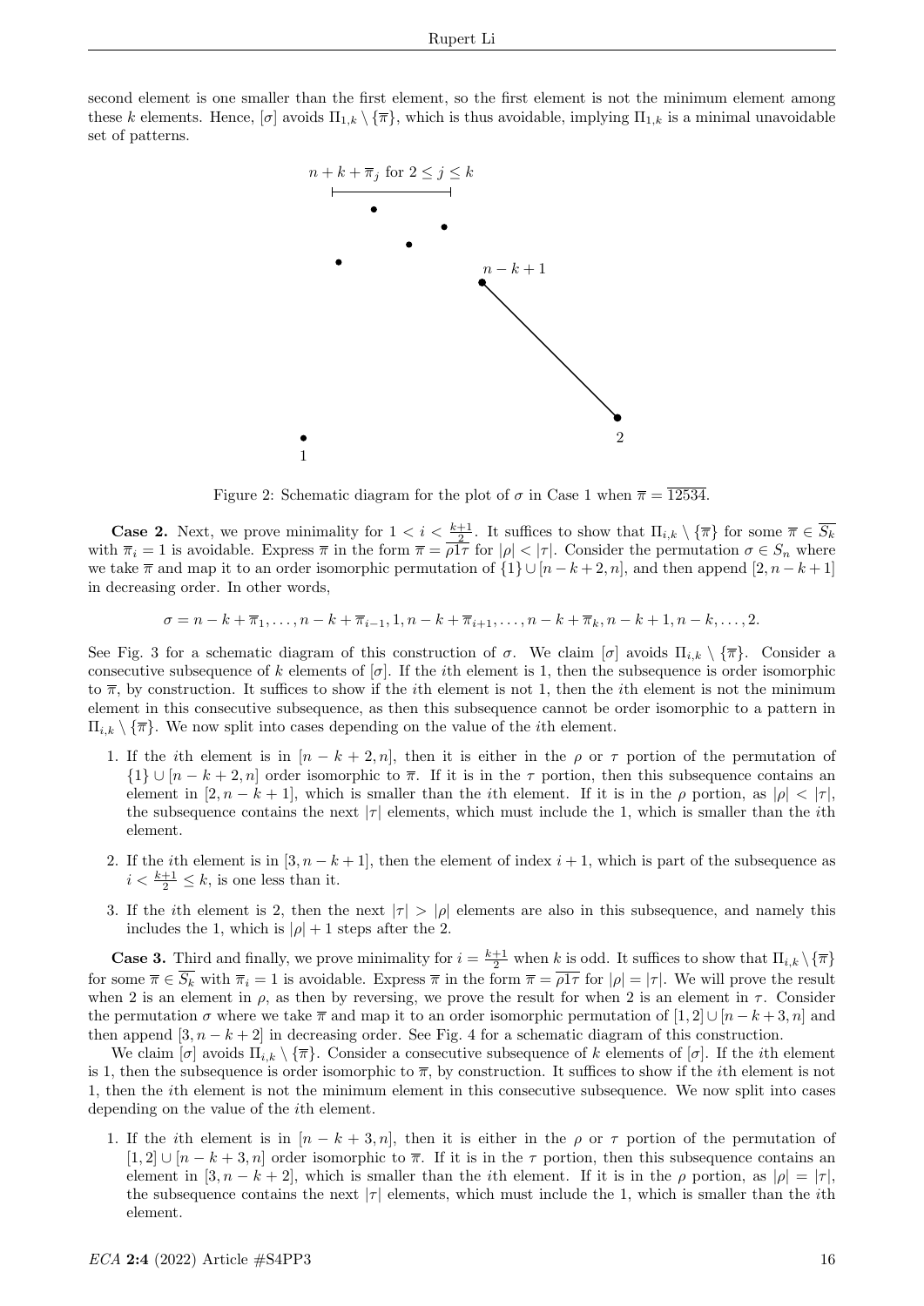second element is one smaller than the first element, so the first element is not the minimum element among these $k$ elements. Hence, $[\sigma]$ avoids $\Pi_{1,k} \setminus \{\overline{\pi}\}$, which is thus avoidable, implying $\Pi_{1,k}$ is a minimal unavoidable set of patterns.

Figure 2: Schematic diagram for the plot of $\sigma$ in Case 1 when $\overline{\pi} = \overline{12534}$.

**Case 2.** Next, we prove minimality for $1 < i < \frac{k+1}{2}$. It suffices to show that $\Pi_{i,k} \setminus \{\overline{\pi}\}$ for some $\overline{\pi} \in \overline{S_k}$ with $\overline{\pi}_i = 1$ is avoidable. Express $\overline{\pi}$ in the form $\overline{\pi} = \overline{\rho 1 \tau}$ for $|\rho| < |\tau|$. Consider the permutation $\sigma \in S_n$ where we take $\overline{\pi}$ and map it to an order isomorphic permutation of $\{1\} \cup [n-k+2, n]$, and then append $[2, n-k+1]$ in decreasing order. In other words,

$$\sigma = n-k+\overline{\pi}_1, \ldots, n-k+\overline{\pi}_{i-1}, 1, n-k+\overline{\pi}_{i+1}, \ldots, n-k+\overline{\pi}_k, n-k+1, n-k, \ldots, 2.$$

See Fig. 3 for a schematic diagram of this construction of $\sigma$. We claim $[\sigma]$ avoids $\Pi_{i,k} \setminus \{\overline{\pi}\}$. Consider a consecutive subsequence of $k$ elements of $[\sigma]$. If the $i$th element is 1, then the subsequence is order isomorphic to $\overline{\pi}$, by construction. It suffices to show if the $i$th element is not 1, then the $i$th element is not the minimum element in this consecutive subsequence, as then this subsequence cannot be order isomorphic to a pattern in $\Pi_{i,k} \setminus \{\overline{\pi}\}$. We now split into cases depending on the value of the $i$th element.

1. If the $i$th element is in $[n-k+2, n]$, then it is either in the $\rho$ or $\tau$ portion of the permutation of $\{1\} \cup [n-k+2, n]$ order isomorphic to $\overline{\pi}$. If it is in the $\tau$ portion, then this subsequence contains an element in $[2, n-k+1]$, which is smaller than the $i$th element. If it is in the $\rho$ portion, as $|\rho| < |\tau|$, the subsequence contains the next $|\tau|$ elements, which must include the 1, which is smaller than the $i$th element.
2. If the $i$th element is in $[3, n-k+1]$, then the element of index $i+1$, which is part of the subsequence as $i < \frac{k+1}{2} \leq k$, is one less than it.
3. If the $i$th element is 2, then the next $|\tau| > |\rho|$ elements are also in this subsequence, and namely this includes the 1, which is $|\rho|+1$ steps after the 2.

**Case 3.** Third and finally, we prove minimality for $i = \frac{k+1}{2}$ when $k$ is odd. It suffices to show that $\Pi_{i,k} \setminus \{\overline{\pi}\}$ for some $\overline{\pi} \in \overline{S_k}$ with $\overline{\pi}_i = 1$ is avoidable. Express $\overline{\pi}$ in the form $\overline{\pi} = \overline{\rho 1 \tau}$ for $|\rho| = |\tau|$. We will prove the result when 2 is an element in $\rho$, as then by reversing, we prove the result for when 2 is an element in $\tau$. Consider the permutation $\sigma$ where we take $\overline{\pi}$ and map it to an order isomorphic permutation of $[1, 2] \cup [n-k+3, n]$ and then append $[3, n-k+2]$ in decreasing order. See Fig. 4 for a schematic diagram of this construction.

We claim $[\sigma]$ avoids $\Pi_{i,k} \setminus \{\overline{\pi}\}$. Consider a consecutive subsequence of $k$ elements of $[\sigma]$. If the $i$th element is 1, then the subsequence is order isomorphic to $\overline{\pi}$, by construction. It suffices to show if the $i$th element is not 1, then the $i$th element is not the minimum element in this consecutive subsequence. We now split into cases depending on the value of the $i$th element.

1. If the $i$th element is in $[n-k+3, n]$, then it is either in the $\rho$ or $\tau$ portion of the permutation of $[1, 2] \cup [n-k+3, n]$ order isomorphic to $\overline{\pi}$. If it is in the $\tau$ portion, then this subsequence contains an element in $[3, n-k+2]$, which is smaller than the $i$th element. If it is in the $\rho$ portion, as $|\rho| = |\tau|$, the subsequence contains the next $|\tau|$ elements, which must include the 1, which is smaller than the $i$th element.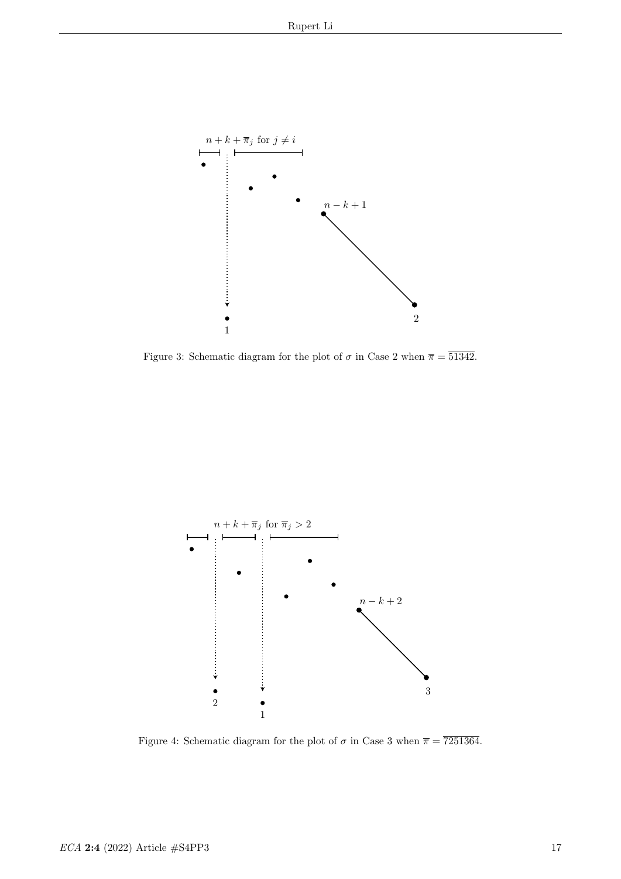$n+k+\overline{\pi}_j$ for $j \neq i$

$n-k+1$

1

2

Figure 3: Schematic diagram for the plot of $\sigma$ in Case 2 when $\overline{\pi} = \overline{51342}$.

$n+k+\overline{\pi}_j$ for $\overline{\pi}_j > 2$

$n-k+2$

2

1

3

Figure 4: Schematic diagram for the plot of $\sigma$ in Case 3 when $\overline{\pi} = \overline{7251364}$.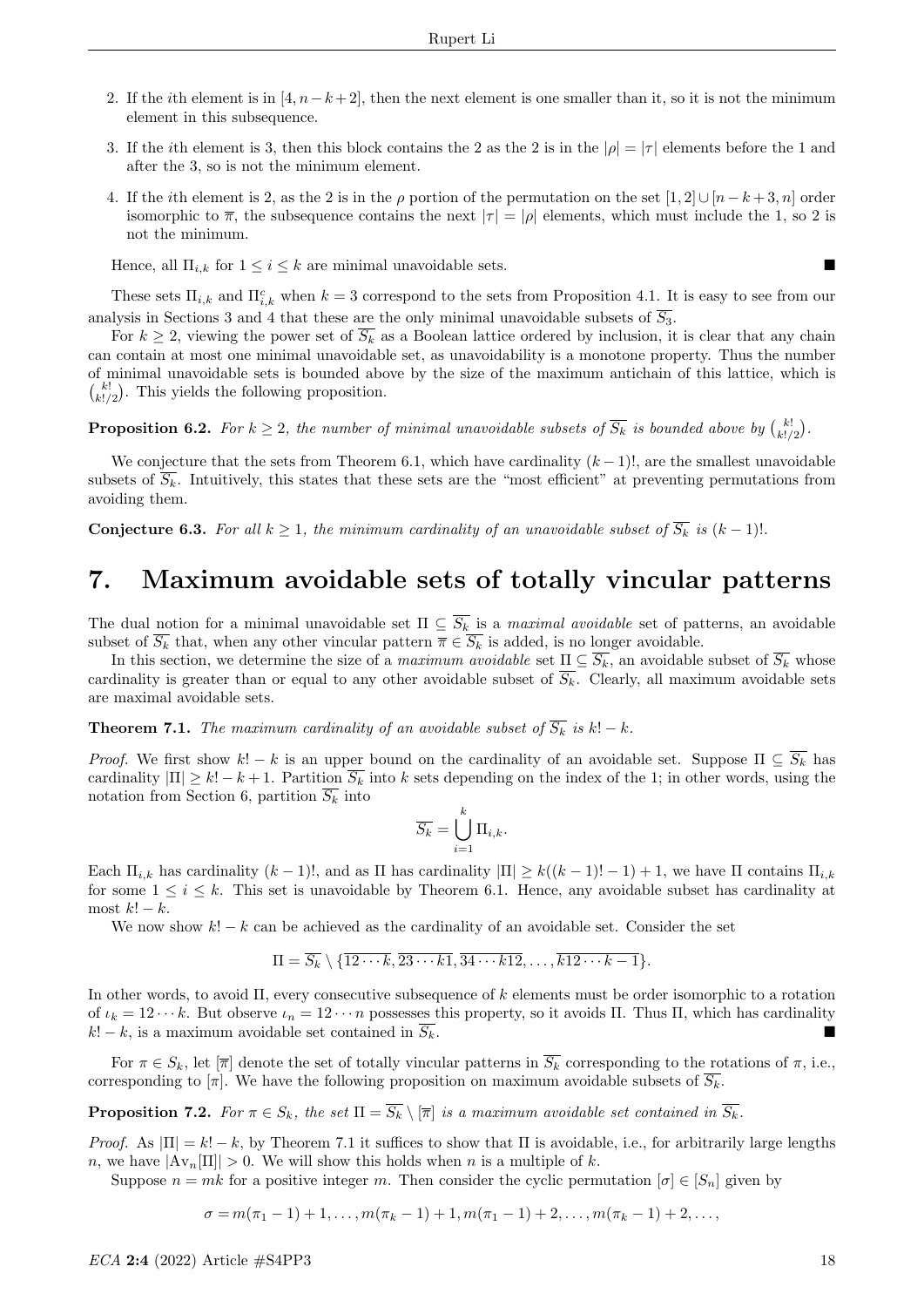2. If the $i$th element is in $[4, n-k+2]$, then the next element is one smaller than it, so it is not the minimum element in this subsequence.

3. If the $i$th element is 3, then this block contains the 2 as the 2 is in the $|\rho| = |\tau|$ elements before the 1 and after the 3, so is not the minimum element.

4. If the $i$th element is 2, as the 2 is in the $\rho$ portion of the permutation on the set $[1,2] \cup [n-k+3, n]$ order isomorphic to $\overline{\pi}$, the subsequence contains the next $|\tau| = |\rho|$ elements, which must include the 1, so 2 is not the minimum.

Hence, all $\Pi_{i,k}$ for $1 \leq i \leq k$ are minimal unavoidable sets. ∎

These sets $\Pi_{i,k}$ and $\Pi_{i,k}^c$ when $k = 3$ correspond to the sets from Proposition 4.1. It is easy to see from our analysis in Sections 3 and 4 that these are the only minimal unavoidable subsets of $\overline{S_3}$.

For $k \geq 2$, viewing the power set of $\overline{S_k}$ as a Boolean lattice ordered by inclusion, it is clear that any chain can contain at most one minimal unavoidable set, as unavoidability is a monotone property. Thus the number of minimal unavoidable sets is bounded above by the size of the maximum antichain of this lattice, which is $\binom{k!}{k!/2}$. This yields the following proposition.

**Proposition 6.2.** *For $k \geq 2$, the number of minimal unavoidable subsets of $\overline{S_k}$ is bounded above by $\binom{k!}{k!/2}$.*

We conjecture that the sets from Theorem 6.1, which have cardinality $(k-1)!$, are the smallest unavoidable subsets of $\overline{S_k}$. Intuitively, this states that these sets are the "most efficient" at preventing permutations from avoiding them.

**Conjecture 6.3.** *For all $k \geq 1$, the minimum cardinality of an unavoidable subset of $\overline{S_k}$ is $(k-1)!$.*

# 7. Maximum avoidable sets of totally vincular patterns

The dual notion for a minimal unavoidable set $\Pi \subseteq \overline{S_k}$ is a *maximal avoidable* set of patterns, an avoidable subset of $\overline{S_k}$ that, when any other vincular pattern $\overline{\pi} \in \overline{S_k}$ is added, is no longer avoidable.

In this section, we determine the size of a *maximum avoidable* set $\Pi \subseteq \overline{S_k}$, an avoidable subset of $\overline{S_k}$ whose cardinality is greater than or equal to any other avoidable subset of $\overline{S_k}$. Clearly, all maximum avoidable sets are maximal avoidable sets.

**Theorem 7.1.** *The maximum cardinality of an avoidable subset of $\overline{S_k}$ is $k! - k$.*

*Proof.* We first show $k! - k$ is an upper bound on the cardinality of an avoidable set. Suppose $\Pi \subseteq \overline{S_k}$ has cardinality $|\Pi| \geq k! - k + 1$. Partition $\overline{S_k}$ into $k$ sets depending on the index of the 1; in other words, using the notation from Section 6, partition $\overline{S_k}$ into

$$\overline{S_k} = \bigcup_{i=1}^{k} \Pi_{i,k}.$$

Each $\Pi_{i,k}$ has cardinality $(k-1)!$, and as $\Pi$ has cardinality $|\Pi| \geq k((k-1)! - 1) + 1$, we have $\Pi$ contains $\Pi_{i,k}$ for some $1 \leq i \leq k$. This set is unavoidable by Theorem 6.1. Hence, any avoidable subset has cardinality at most $k! - k$.

We now show $k! - k$ can be achieved as the cardinality of an avoidable set. Consider the set

$$\Pi = \overline{S_k} \setminus \{\overline{12\cdots k}, \overline{23\cdots k1}, \overline{34\cdots k12}, \ldots, \overline{k12\cdots k-1}\}.$$

In other words, to avoid $\Pi$, every consecutive subsequence of $k$ elements must be order isomorphic to a rotation of $\iota_k = 12\cdots k$. But observe $\iota_n = 12\cdots n$ possesses this property, so it avoids $\Pi$. Thus $\Pi$, which has cardinality $k! - k$, is a maximum avoidable set contained in $\overline{S_k}$. ∎

For $\pi \in S_k$, let $[\overline{\pi}]$ denote the set of totally vincular patterns in $\overline{S_k}$ corresponding to the rotations of $\pi$, i.e., corresponding to $[\pi]$. We have the following proposition on maximum avoidable subsets of $\overline{S_k}$.

**Proposition 7.2.** *For $\pi \in S_k$, the set $\Pi = \overline{S_k} \setminus [\overline{\pi}]$ is a maximum avoidable set contained in $\overline{S_k}$.*

*Proof.* As $|\Pi| = k! - k$, by Theorem 7.1 it suffices to show that $\Pi$ is avoidable, i.e., for arbitrarily large lengths $n$, we have $|\mathrm{Av}_n[\Pi]| > 0$. We will show this holds when $n$ is a multiple of $k$.

Suppose $n = mk$ for a positive integer $m$. Then consider the cyclic permutation $[\sigma] \in [S_n]$ given by

$$\sigma = m(\pi_1 - 1) + 1, \ldots, m(\pi_k - 1) + 1, m(\pi_1 - 1) + 2, \ldots, m(\pi_k - 1) + 2, \ldots,$$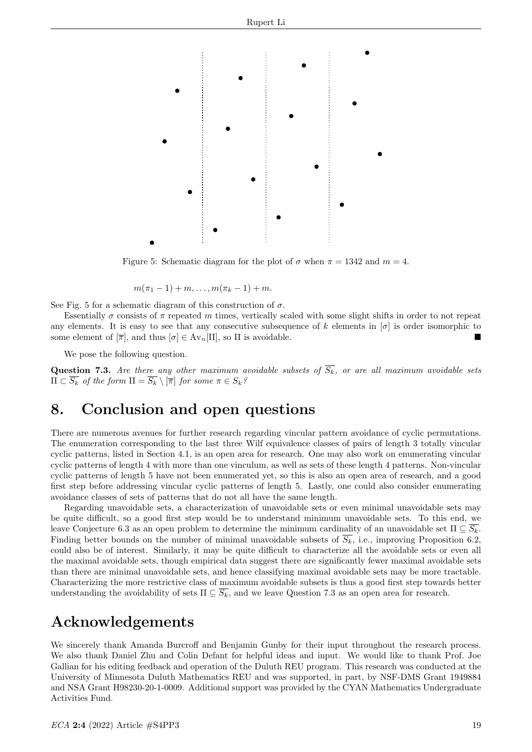Figure 5: Schematic diagram for the plot of $\sigma$ when $\pi = 1342$ and $m = 4$.

$$m(\pi_1 - 1) + m, \ldots, m(\pi_k - 1) + m.$$

See Fig. 5 for a schematic diagram of this construction of $\sigma$.

Essentially $\sigma$ consists of $\pi$ repeated $m$ times, vertically scaled with some slight shifts in order to not repeat any elements. It is easy to see that any consecutive subsequence of $k$ elements in $[\sigma]$ is order isomorphic to some element of $[\overline{\pi}]$, and thus $[\sigma] \in \text{Av}_n[\Pi]$, so $\Pi$ is avoidable. ■

We pose the following question.

**Question 7.3.** *Are there any other maximum avoidable subsets of $\overline{S_k}$, or are all maximum avoidable sets $\Pi \subset \overline{S_k}$ of the form $\Pi = \overline{S_k} \setminus [\overline{\pi}]$ for some $\pi \in S_k$?*

# 8. Conclusion and open questions

There are numerous avenues for further research regarding vincular pattern avoidance of cyclic permutations. The enumeration corresponding to the last three Wilf equivalence classes of pairs of length 3 totally vincular cyclic patterns, listed in Section 4.1, is an open area for research. One may also work on enumerating vincular cyclic patterns of length 4 with more than one vinculum, as well as sets of these length 4 patterns. Non-vincular cyclic patterns of length 5 have not been enumerated yet, so this is also an open area of research, and a good first step before addressing vincular cyclic patterns of length 5. Lastly, one could also consider enumerating avoidance classes of sets of patterns that do not all have the same length.

Regarding unavoidable sets, a characterization of unavoidable sets or even minimal unavoidable sets may be quite difficult, so a good first step would be to understand minimum unavoidable sets. To this end, we leave Conjecture 6.3 as an open problem to determine the minimum cardinality of an unavoidable set $\Pi \subseteq \overline{S_k}$. Finding better bounds on the number of minimal unavoidable subsets of $\overline{S_k}$, i.e., improving Proposition 6.2, could also be of interest. Similarly, it may be quite difficult to characterize all the avoidable sets or even all the maximal avoidable sets, though empirical data suggest there are significantly fewer maximal avoidable sets than there are minimal unavoidable sets, and hence classifying maximal avoidable sets may be more tractable. Characterizing the more restrictive class of maximum avoidable subsets is thus a good first step towards better understanding the avoidability of sets $\Pi \subseteq \overline{S_k}$, and we leave Question 7.3 as an open area for research.

# Acknowledgements

We sincerely thank Amanda Burcroff and Benjamin Gunby for their input throughout the research process. We also thank Daniel Zhu and Colin Defant for helpful ideas and input. We would like to thank Prof. Joe Gallian for his editing feedback and operation of the Duluth REU program. This research was conducted at the University of Minnesota Duluth Mathematics REU and was supported, in part, by NSF-DMS Grant 1949884 and NSA Grant H98230-20-1-0009. Additional support was provided by the CYAN Mathematics Undergraduate Activities Fund.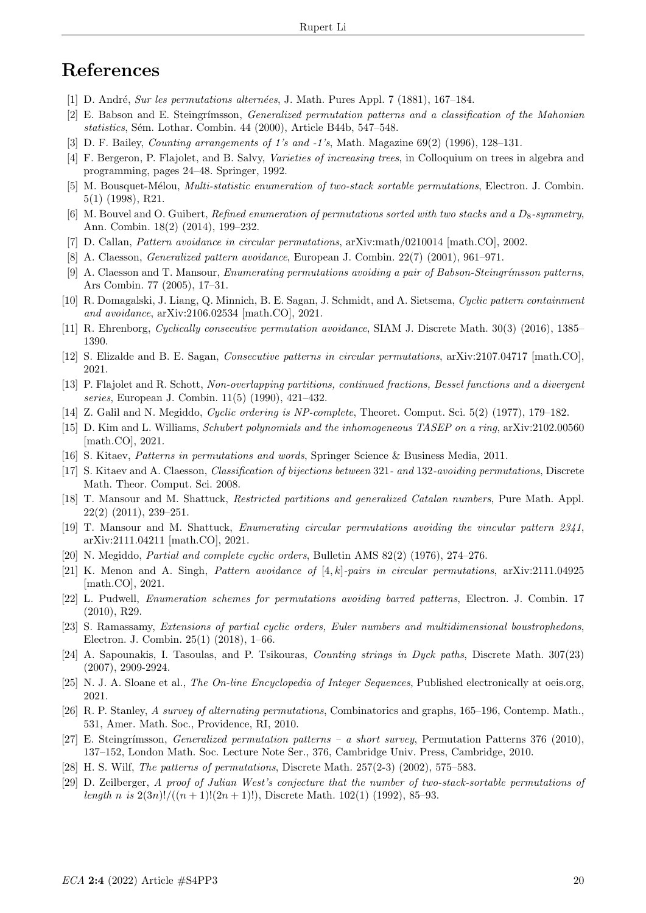# References

[1] D. André, *Sur les permutations alternées*, J. Math. Pures Appl. 7 (1881), 167–184.

[2] E. Babson and E. Steingrímsson, *Generalized permutation patterns and a classification of the Mahonian statistics*, Sém. Lothar. Combin. 44 (2000), Article B44b, 547–548.

[3] D. F. Bailey, *Counting arrangements of 1's and -1's*, Math. Magazine 69(2) (1996), 128–131.

[4] F. Bergeron, P. Flajolet, and B. Salvy, *Varieties of increasing trees*, in Colloquium on trees in algebra and programming, pages 24–48. Springer, 1992.

[5] M. Bousquet-Mélou, *Multi-statistic enumeration of two-stack sortable permutations*, Electron. J. Combin. 5(1) (1998), R21.

[6] M. Bouvel and O. Guibert, *Refined enumeration of permutations sorted with two stacks and a $D_8$-symmetry*, Ann. Combin. 18(2) (2014), 199–232.

[7] D. Callan, *Pattern avoidance in circular permutations*, arXiv:math/0210014 [math.CO], 2002.

[8] A. Claesson, *Generalized pattern avoidance*, European J. Combin. 22(7) (2001), 961–971.

[9] A. Claesson and T. Mansour, *Enumerating permutations avoiding a pair of Babson-Steingrímsson patterns*, Ars Combin. 77 (2005), 17–31.

[10] R. Domagalski, J. Liang, Q. Minnich, B. E. Sagan, J. Schmidt, and A. Sietsema, *Cyclic pattern containment and avoidance*, arXiv:2106.02534 [math.CO], 2021.

[11] R. Ehrenborg, *Cyclically consecutive permutation avoidance*, SIAM J. Discrete Math. 30(3) (2016), 1385–1390.

[12] S. Elizalde and B. E. Sagan, *Consecutive patterns in circular permutations*, arXiv:2107.04717 [math.CO], 2021.

[13] P. Flajolet and R. Schott, *Non-overlapping partitions, continued fractions, Bessel functions and a divergent series*, European J. Combin. 11(5) (1990), 421–432.

[14] Z. Galil and N. Megiddo, *Cyclic ordering is NP-complete*, Theoret. Comput. Sci. 5(2) (1977), 179–182.

[15] D. Kim and L. Williams, *Schubert polynomials and the inhomogeneous TASEP on a ring*, arXiv:2102.00560 [math.CO], 2021.

[16] S. Kitaev, *Patterns in permutations and words*, Springer Science & Business Media, 2011.

[17] S. Kitaev and A. Claesson, *Classification of bijections between 321- and 132-avoiding permutations*, Discrete Math. Theor. Comput. Sci. 2008.

[18] T. Mansour and M. Shattuck, *Restricted partitions and generalized Catalan numbers*, Pure Math. Appl. 22(2) (2011), 239–251.

[19] T. Mansour and M. Shattuck, *Enumerating circular permutations avoiding the vincular pattern 2341*, arXiv:2111.04211 [math.CO], 2021.

[20] N. Megiddo, *Partial and complete cyclic orders*, Bulletin AMS 82(2) (1976), 274–276.

[21] K. Menon and A. Singh, *Pattern avoidance of $[4, k]$-pairs in circular permutations*, arXiv:2111.04925 [math.CO], 2021.

[22] L. Pudwell, *Enumeration schemes for permutations avoiding barred patterns*, Electron. J. Combin. 17 (2010), R29.

[23] S. Ramassamy, *Extensions of partial cyclic orders, Euler numbers and multidimensional boustrophedons*, Electron. J. Combin. 25(1) (2018), 1–66.

[24] A. Sapounakis, I. Tasoulas, and P. Tsikouras, *Counting strings in Dyck paths*, Discrete Math. 307(23) (2007), 2909-2924.

[25] N. J. A. Sloane et al., *The On-line Encyclopedia of Integer Sequences*, Published electronically at oeis.org, 2021.

[26] R. P. Stanley, *A survey of alternating permutations*, Combinatorics and graphs, 165–196, Contemp. Math., 531, Amer. Math. Soc., Providence, RI, 2010.

[27] E. Steingrímsson, *Generalized permutation patterns – a short survey*, Permutation Patterns 376 (2010), 137–152, London Math. Soc. Lecture Note Ser., 376, Cambridge Univ. Press, Cambridge, 2010.

[28] H. S. Wilf, *The patterns of permutations*, Discrete Math. 257(2-3) (2002), 575–583.

[29] D. Zeilberger, *A proof of Julian West's conjecture that the number of two-stack-sortable permutations of length n is $2(3n)!/((n + 1)!(2n + 1)!)$*, Discrete Math. 102(1) (1992), 85–93.